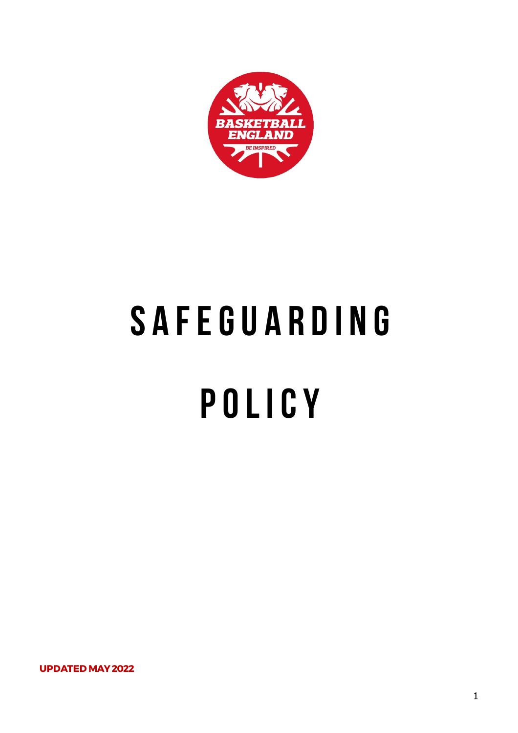# SAFEGUARDING POLICY

**UPDATED MAY 2022**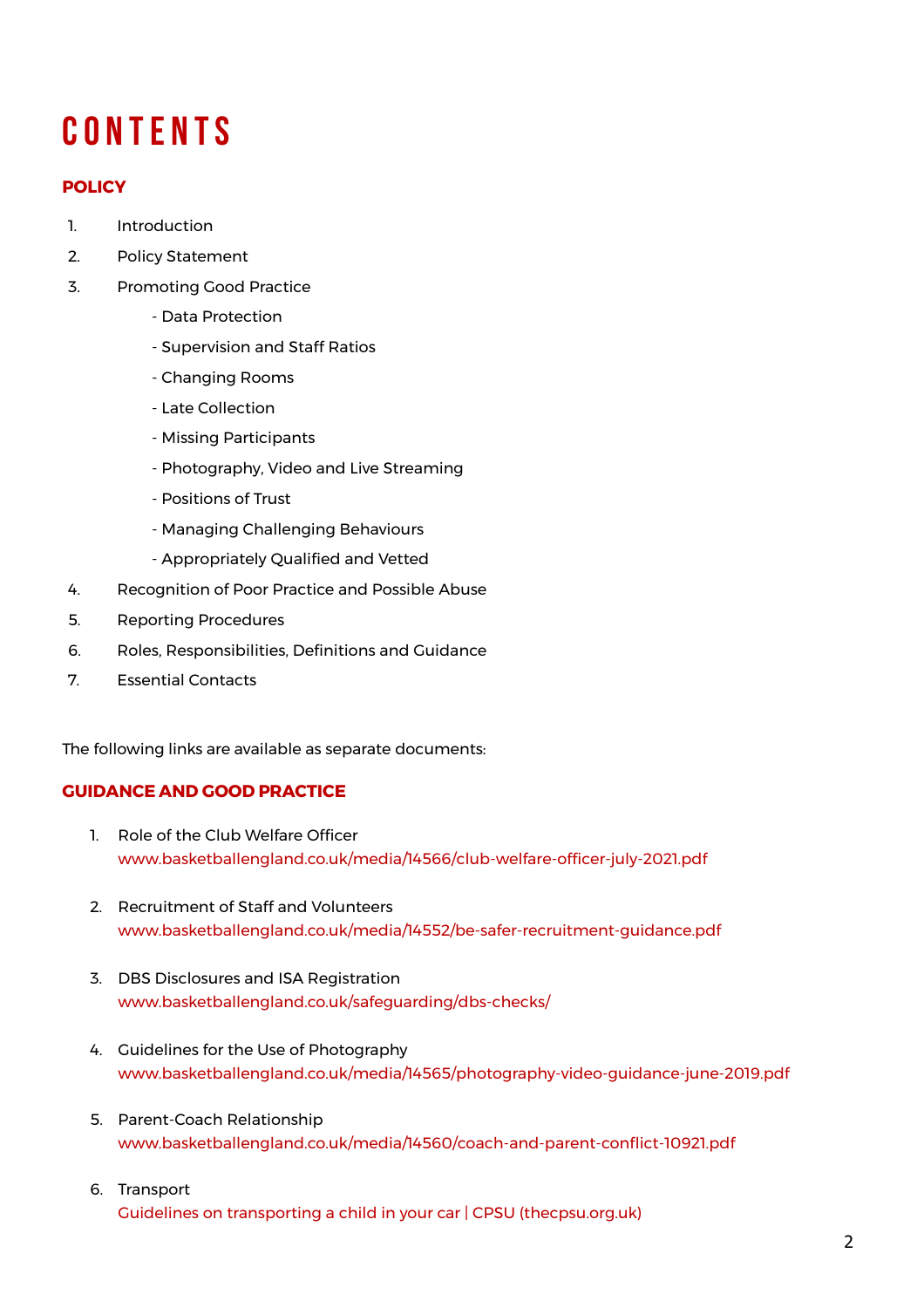# CONTENTS

## POLICY

1. Introduction
2. Policy Statement
3. Promoting Good Practice
    - Data Protection
    - Supervision and Staff Ratios
    - Changing Rooms
    - Late Collection
    - Missing Participants
    - Photography, Video and Live Streaming
    - Positions of Trust
    - Managing Challenging Behaviours
    - Appropriately Qualified and Vetted
4. Recognition of Poor Practice and Possible Abuse
5. Reporting Procedures
6. Roles, Responsibilities, Definitions and Guidance
7. Essential Contacts

The following links are available as separate documents:

## GUIDANCE AND GOOD PRACTICE

1. Role of the Club Welfare Officer
   www.basketballengland.co.uk/media/14566/club-welfare-officer-july-2021.pdf

2. Recruitment of Staff and Volunteers
   www.basketballengland.co.uk/media/14552/be-safer-recruitment-guidance.pdf

3. DBS Disclosures and ISA Registration
   www.basketballengland.co.uk/safeguarding/dbs-checks/

4. Guidelines for the Use of Photography
   www.basketballengland.co.uk/media/14565/photography-video-guidance-june-2019.pdf

5. Parent-Coach Relationship
   www.basketballengland.co.uk/media/14560/coach-and-parent-conflict-10921.pdf

6. Transport
   Guidelines on transporting a child in your car | CPSU (thecpsu.org.uk)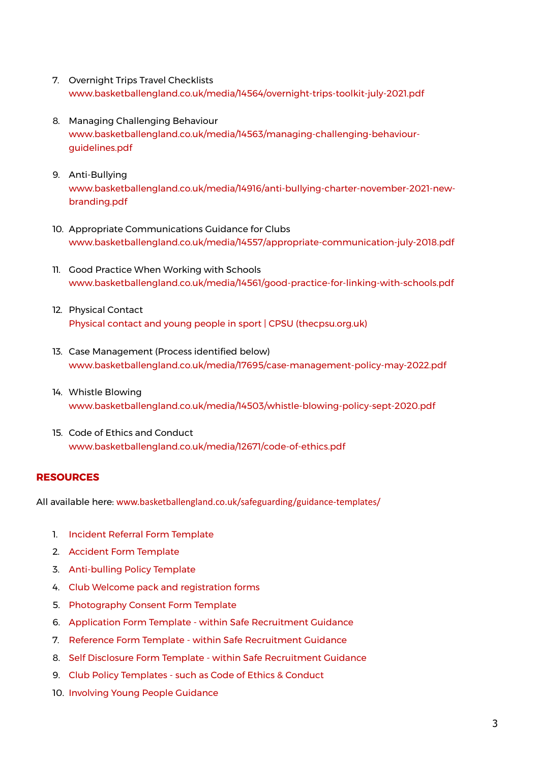7. Overnight Trips Travel Checklists
   www.basketballengland.co.uk/media/14564/overnight-trips-toolkit-july-2021.pdf

8. Managing Challenging Behaviour
   www.basketballengland.co.uk/media/14563/managing-challenging-behaviour-guidelines.pdf

9. Anti-Bullying
   www.basketballengland.co.uk/media/14916/anti-bullying-charter-november-2021-new-branding.pdf

10. Appropriate Communications Guidance for Clubs
    www.basketballengland.co.uk/media/14557/appropriate-communication-july-2018.pdf

11. Good Practice When Working with Schools
    www.basketballengland.co.uk/media/14561/good-practice-for-linking-with-schools.pdf

12. Physical Contact
    Physical contact and young people in sport | CPSU (thecpsu.org.uk)

13. Case Management (Process identified below)
    www.basketballengland.co.uk/media/17695/case-management-policy-may-2022.pdf

14. Whistle Blowing
    www.basketballengland.co.uk/media/14503/whistle-blowing-policy-sept-2020.pdf

15. Code of Ethics and Conduct
    www.basketballengland.co.uk/media/12671/code-of-ethics.pdf

## RESOURCES

All available here: www.basketballengland.co.uk/safeguarding/guidance-templates/

1. Incident Referral Form Template
2. Accident Form Template
3. Anti-bulling Policy Template
4. Club Welcome pack and registration forms
5. Photography Consent Form Template
6. Application Form Template - within Safe Recruitment Guidance
7. Reference Form Template - within Safe Recruitment Guidance
8. Self Disclosure Form Template - within Safe Recruitment Guidance
9. Club Policy Templates - such as Code of Ethics & Conduct
10. Involving Young People Guidance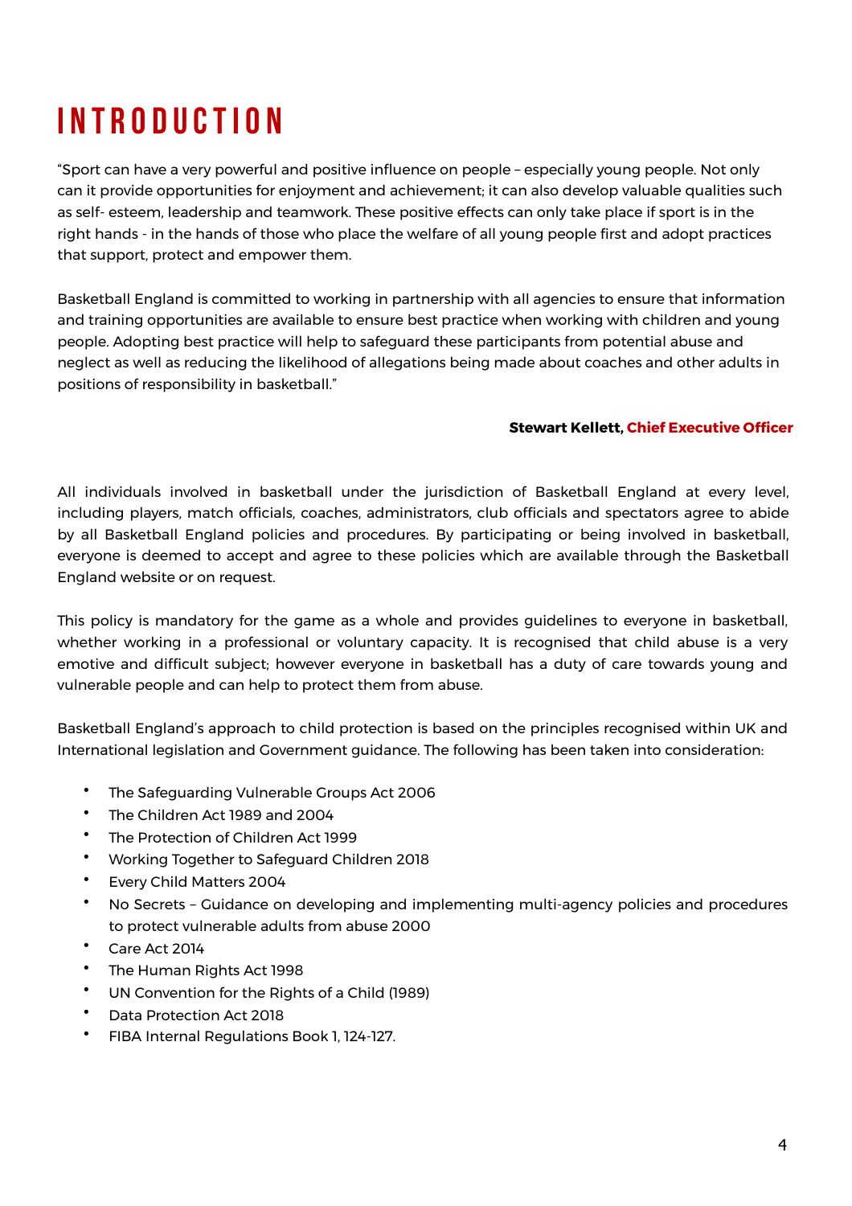# INTRODUCTION

"Sport can have a very powerful and positive influence on people – especially young people. Not only can it provide opportunities for enjoyment and achievement; it can also develop valuable qualities such as self- esteem, leadership and teamwork. These positive effects can only take place if sport is in the right hands - in the hands of those who place the welfare of all young people first and adopt practices that support, protect and empower them.

Basketball England is committed to working in partnership with all agencies to ensure that information and training opportunities are available to ensure best practice when working with children and young people. Adopting best practice will help to safeguard these participants from potential abuse and neglect as well as reducing the likelihood of allegations being made about coaches and other adults in positions of responsibility in basketball."

**Stewart Kellett, Chief Executive Officer**

All individuals involved in basketball under the jurisdiction of Basketball England at every level, including players, match officials, coaches, administrators, club officials and spectators agree to abide by all Basketball England policies and procedures. By participating or being involved in basketball, everyone is deemed to accept and agree to these policies which are available through the Basketball England website or on request.

This policy is mandatory for the game as a whole and provides guidelines to everyone in basketball, whether working in a professional or voluntary capacity. It is recognised that child abuse is a very emotive and difficult subject; however everyone in basketball has a duty of care towards young and vulnerable people and can help to protect them from abuse.

Basketball England's approach to child protection is based on the principles recognised within UK and International legislation and Government guidance. The following has been taken into consideration:

- The Safeguarding Vulnerable Groups Act 2006
- The Children Act 1989 and 2004
- The Protection of Children Act 1999
- Working Together to Safeguard Children 2018
- Every Child Matters 2004
- No Secrets – Guidance on developing and implementing multi-agency policies and procedures to protect vulnerable adults from abuse 2000
- Care Act 2014
- The Human Rights Act 1998
- UN Convention for the Rights of a Child (1989)
- Data Protection Act 2018
- FIBA Internal Regulations Book 1, 124-127.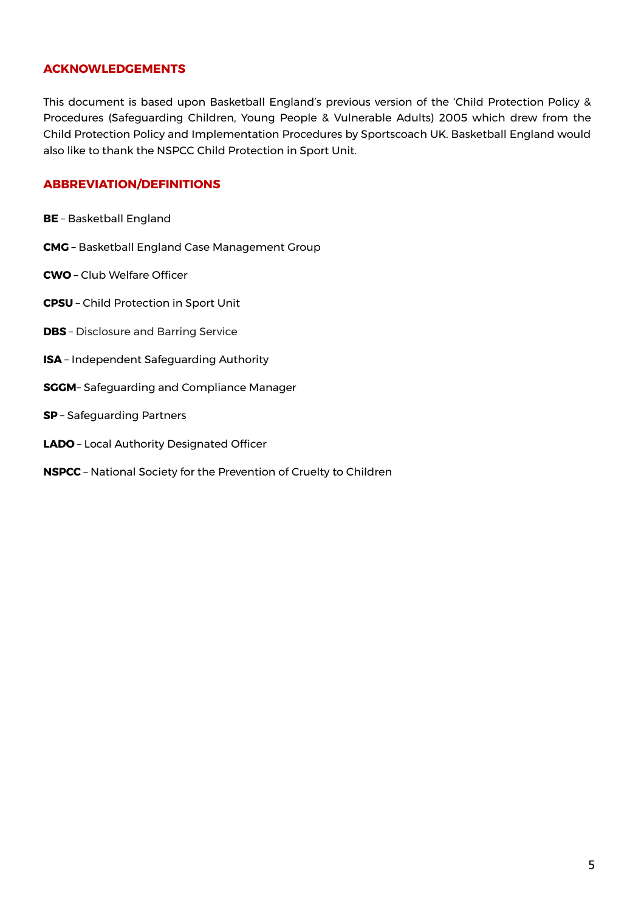## ACKNOWLEDGEMENTS

This document is based upon Basketball England's previous version of the 'Child Protection Policy & Procedures (Safeguarding Children, Young People & Vulnerable Adults) 2005 which drew from the Child Protection Policy and Implementation Procedures by Sportscoach UK. Basketball England would also like to thank the NSPCC Child Protection in Sport Unit.

## ABBREVIATION/DEFINITIONS

**BE** – Basketball England

**CMG** – Basketball England Case Management Group

**CWO** – Club Welfare Officer

**CPSU** – Child Protection in Sport Unit

**DBS** – Disclosure and Barring Service

**ISA** – Independent Safeguarding Authority

**SGGM**– Safeguarding and Compliance Manager

**SP** – Safeguarding Partners

**LADO** – Local Authority Designated Officer

**NSPCC** – National Society for the Prevention of Cruelty to Children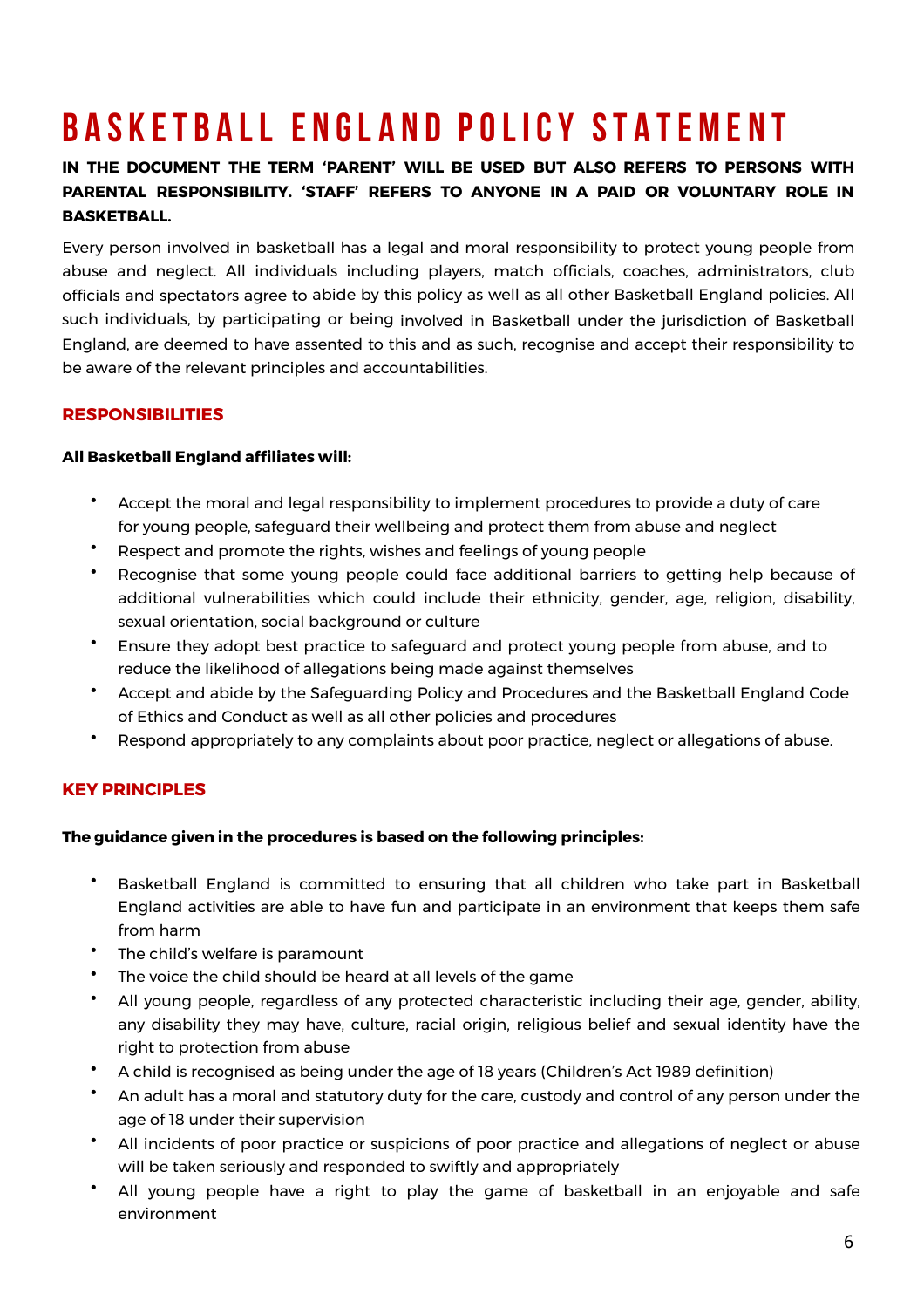# BASKETBALL ENGLAND POLICY STATEMENT

**IN THE DOCUMENT THE TERM 'PARENT' WILL BE USED BUT ALSO REFERS TO PERSONS WITH PARENTAL RESPONSIBILITY. 'STAFF' REFERS TO ANYONE IN A PAID OR VOLUNTARY ROLE IN BASKETBALL.**

Every person involved in basketball has a legal and moral responsibility to protect young people from abuse and neglect. All individuals including players, match officials, coaches, administrators, club officials and spectators agree to abide by this policy as well as all other Basketball England policies. All such individuals, by participating or being involved in Basketball under the jurisdiction of Basketball England, are deemed to have assented to this and as such, recognise and accept their responsibility to be aware of the relevant principles and accountabilities.

## RESPONSIBILITIES

**All Basketball England affiliates will:**

- Accept the moral and legal responsibility to implement procedures to provide a duty of care for young people, safeguard their wellbeing and protect them from abuse and neglect
- Respect and promote the rights, wishes and feelings of young people
- Recognise that some young people could face additional barriers to getting help because of additional vulnerabilities which could include their ethnicity, gender, age, religion, disability, sexual orientation, social background or culture
- Ensure they adopt best practice to safeguard and protect young people from abuse, and to reduce the likelihood of allegations being made against themselves
- Accept and abide by the Safeguarding Policy and Procedures and the Basketball England Code of Ethics and Conduct as well as all other policies and procedures
- Respond appropriately to any complaints about poor practice, neglect or allegations of abuse.

## KEY PRINCIPLES

**The guidance given in the procedures is based on the following principles:**

- Basketball England is committed to ensuring that all children who take part in Basketball England activities are able to have fun and participate in an environment that keeps them safe from harm
- The child's welfare is paramount
- The voice the child should be heard at all levels of the game
- All young people, regardless of any protected characteristic including their age, gender, ability, any disability they may have, culture, racial origin, religious belief and sexual identity have the right to protection from abuse
- A child is recognised as being under the age of 18 years (Children's Act 1989 definition)
- An adult has a moral and statutory duty for the care, custody and control of any person under the age of 18 under their supervision
- All incidents of poor practice or suspicions of poor practice and allegations of neglect or abuse will be taken seriously and responded to swiftly and appropriately
- All young people have a right to play the game of basketball in an enjoyable and safe environment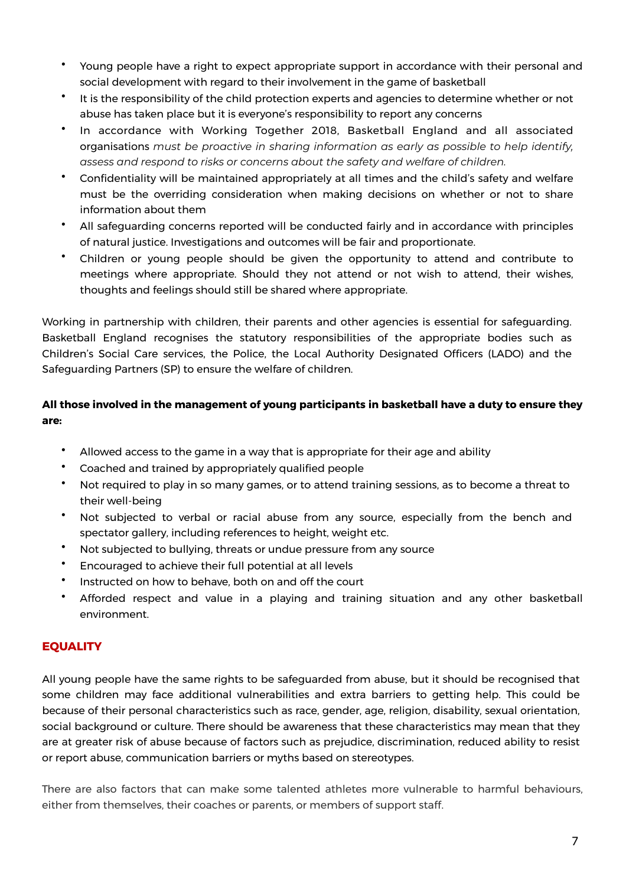- Young people have a right to expect appropriate support in accordance with their personal and social development with regard to their involvement in the game of basketball
- It is the responsibility of the child protection experts and agencies to determine whether or not abuse has taken place but it is everyone's responsibility to report any concerns
- In accordance with Working Together 2018, Basketball England and all associated organisations *must be proactive in sharing information as early as possible to help identify, assess and respond to risks or concerns about the safety and welfare of children.*
- Confidentiality will be maintained appropriately at all times and the child's safety and welfare must be the overriding consideration when making decisions on whether or not to share information about them
- All safeguarding concerns reported will be conducted fairly and in accordance with principles of natural justice. Investigations and outcomes will be fair and proportionate.
- Children or young people should be given the opportunity to attend and contribute to meetings where appropriate. Should they not attend or not wish to attend, their wishes, thoughts and feelings should still be shared where appropriate.

Working in partnership with children, their parents and other agencies is essential for safeguarding. Basketball England recognises the statutory responsibilities of the appropriate bodies such as Children's Social Care services, the Police, the Local Authority Designated Officers (LADO) and the Safeguarding Partners (SP) to ensure the welfare of children.

**All those involved in the management of young participants in basketball have a duty to ensure they are:**

- Allowed access to the game in a way that is appropriate for their age and ability
- Coached and trained by appropriately qualified people
- Not required to play in so many games, or to attend training sessions, as to become a threat to their well-being
- Not subjected to verbal or racial abuse from any source, especially from the bench and spectator gallery, including references to height, weight etc.
- Not subjected to bullying, threats or undue pressure from any source
- Encouraged to achieve their full potential at all levels
- Instructed on how to behave, both on and off the court
- Afforded respect and value in a playing and training situation and any other basketball environment.

## EQUALITY

All young people have the same rights to be safeguarded from abuse, but it should be recognised that some children may face additional vulnerabilities and extra barriers to getting help. This could be because of their personal characteristics such as race, gender, age, religion, disability, sexual orientation, social background or culture. There should be awareness that these characteristics may mean that they are at greater risk of abuse because of factors such as prejudice, discrimination, reduced ability to resist or report abuse, communication barriers or myths based on stereotypes.

There are also factors that can make some talented athletes more vulnerable to harmful behaviours, either from themselves, their coaches or parents, or members of support staff.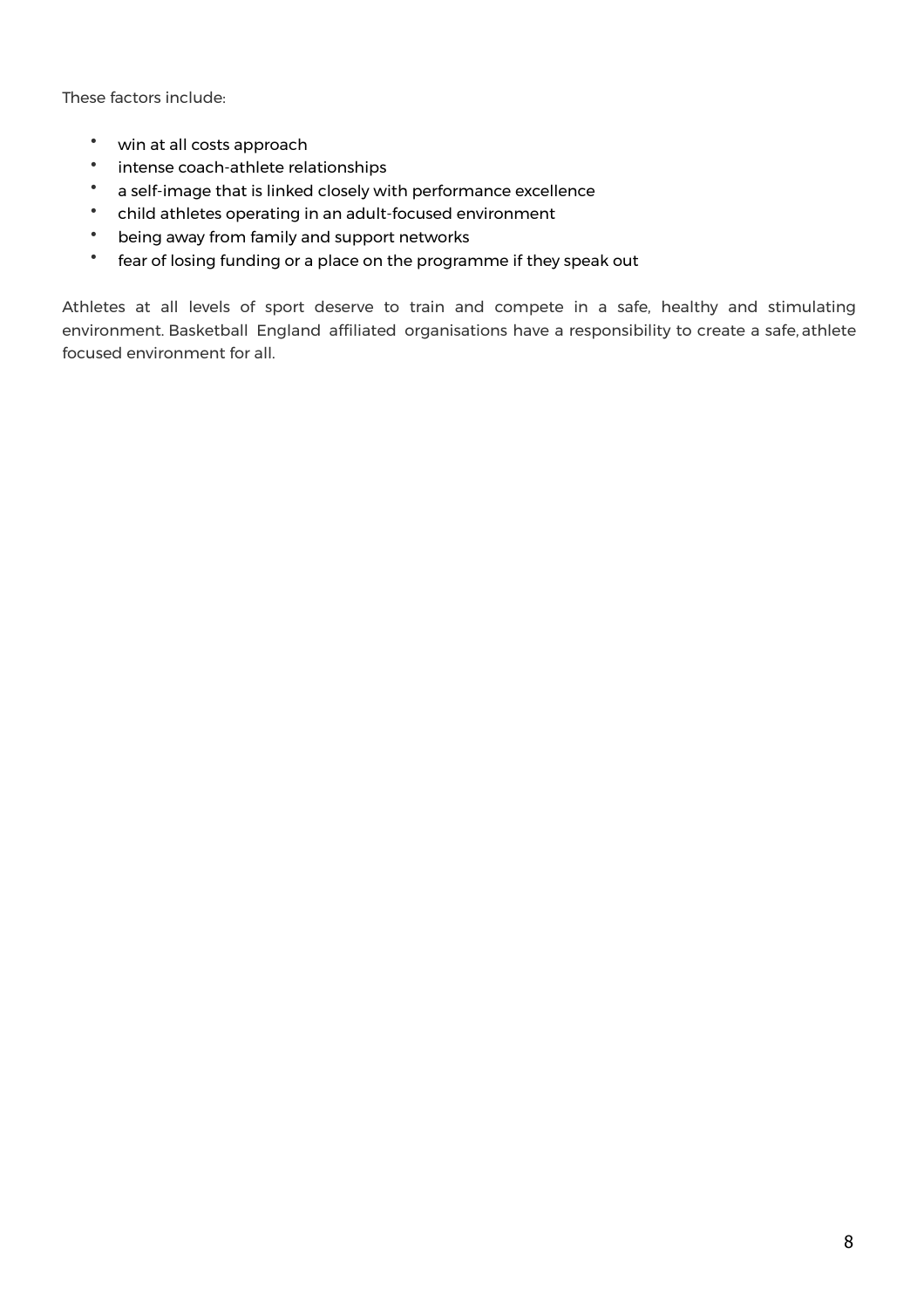These factors include:

- win at all costs approach
- intense coach-athlete relationships
- a self-image that is linked closely with performance excellence
- child athletes operating in an adult-focused environment
- being away from family and support networks
- fear of losing funding or a place on the programme if they speak out

Athletes at all levels of sport deserve to train and compete in a safe, healthy and stimulating environment. Basketball England affiliated organisations have a responsibility to create a safe, athlete focused environment for all.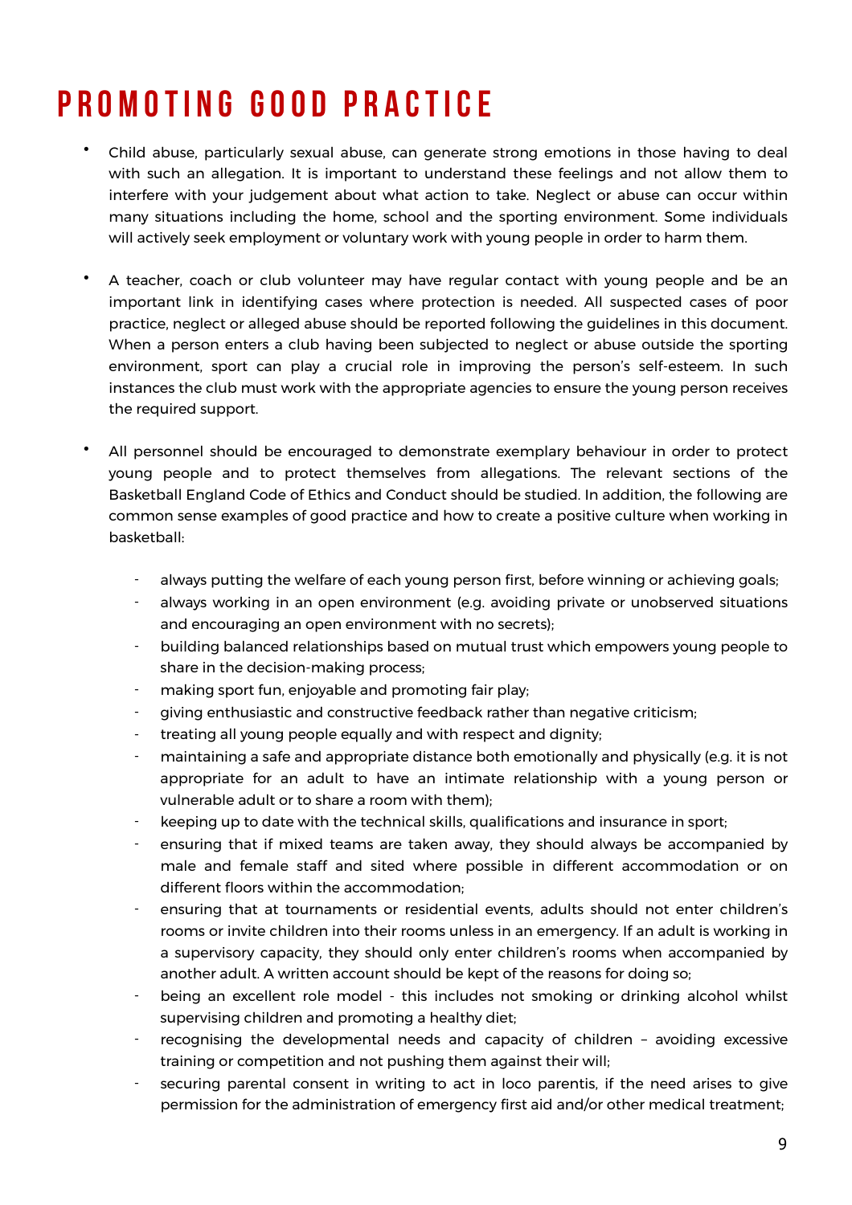# PROMOTING GOOD PRACTICE

- Child abuse, particularly sexual abuse, can generate strong emotions in those having to deal with such an allegation. It is important to understand these feelings and not allow them to interfere with your judgement about what action to take. Neglect or abuse can occur within many situations including the home, school and the sporting environment. Some individuals will actively seek employment or voluntary work with young people in order to harm them.

- A teacher, coach or club volunteer may have regular contact with young people and be an important link in identifying cases where protection is needed. All suspected cases of poor practice, neglect or alleged abuse should be reported following the guidelines in this document. When a person enters a club having been subjected to neglect or abuse outside the sporting environment, sport can play a crucial role in improving the person's self-esteem. In such instances the club must work with the appropriate agencies to ensure the young person receives the required support.

- All personnel should be encouraged to demonstrate exemplary behaviour in order to protect young people and to protect themselves from allegations. The relevant sections of the Basketball England Code of Ethics and Conduct should be studied. In addition, the following are common sense examples of good practice and how to create a positive culture when working in basketball:

  - always putting the welfare of each young person first, before winning or achieving goals;
  - always working in an open environment (e.g. avoiding private or unobserved situations and encouraging an open environment with no secrets);
  - building balanced relationships based on mutual trust which empowers young people to share in the decision-making process;
  - making sport fun, enjoyable and promoting fair play;
  - giving enthusiastic and constructive feedback rather than negative criticism;
  - treating all young people equally and with respect and dignity;
  - maintaining a safe and appropriate distance both emotionally and physically (e.g. it is not appropriate for an adult to have an intimate relationship with a young person or vulnerable adult or to share a room with them);
  - keeping up to date with the technical skills, qualifications and insurance in sport;
  - ensuring that if mixed teams are taken away, they should always be accompanied by male and female staff and sited where possible in different accommodation or on different floors within the accommodation;
  - ensuring that at tournaments or residential events, adults should not enter children's rooms or invite children into their rooms unless in an emergency. If an adult is working in a supervisory capacity, they should only enter children's rooms when accompanied by another adult. A written account should be kept of the reasons for doing so;
  - being an excellent role model - this includes not smoking or drinking alcohol whilst supervising children and promoting a healthy diet;
  - recognising the developmental needs and capacity of children – avoiding excessive training or competition and not pushing them against their will;
  - securing parental consent in writing to act in loco parentis, if the need arises to give permission for the administration of emergency first aid and/or other medical treatment;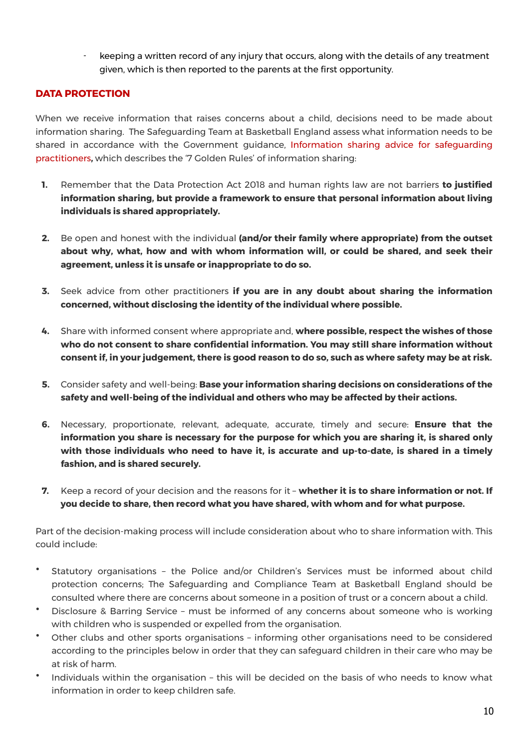- keeping a written record of any injury that occurs, along with the details of any treatment given, which is then reported to the parents at the first opportunity.

## DATA PROTECTION

When we receive information that raises concerns about a child, decisions need to be made about information sharing. The Safeguarding Team at Basketball England assess what information needs to be shared in accordance with the Government guidance, Information sharing advice for safeguarding practitioners**,** which describes the '7 Golden Rules' of information sharing:

1. Remember that the Data Protection Act 2018 and human rights law are not barriers **to justified information sharing, but provide a framework to ensure that personal information about living individuals is shared appropriately.**

2. Be open and honest with the individual **(and/or their family where appropriate) from the outset about why, what, how and with whom information will, or could be shared, and seek their agreement, unless it is unsafe or inappropriate to do so.**

3. Seek advice from other practitioners **if you are in any doubt about sharing the information concerned, without disclosing the identity of the individual where possible.**

4. Share with informed consent where appropriate and, **where possible, respect the wishes of those who do not consent to share confidential information. You may still share information without consent if, in your judgement, there is good reason to do so, such as where safety may be at risk.**

5. Consider safety and well-being: **Base your information sharing decisions on considerations of the safety and well-being of the individual and others who may be affected by their actions.**

6. Necessary, proportionate, relevant, adequate, accurate, timely and secure: **Ensure that the information you share is necessary for the purpose for which you are sharing it, is shared only with those individuals who need to have it, is accurate and up-to-date, is shared in a timely fashion, and is shared securely.**

7. Keep a record of your decision and the reasons for it – **whether it is to share information or not. If you decide to share, then record what you have shared, with whom and for what purpose.**

Part of the decision-making process will include consideration about who to share information with. This could include:

- Statutory organisations – the Police and/or Children's Services must be informed about child protection concerns; The Safeguarding and Compliance Team at Basketball England should be consulted where there are concerns about someone in a position of trust or a concern about a child.
- Disclosure & Barring Service – must be informed of any concerns about someone who is working with children who is suspended or expelled from the organisation.
- Other clubs and other sports organisations – informing other organisations need to be considered according to the principles below in order that they can safeguard children in their care who may be at risk of harm.
- Individuals within the organisation – this will be decided on the basis of who needs to know what information in order to keep children safe.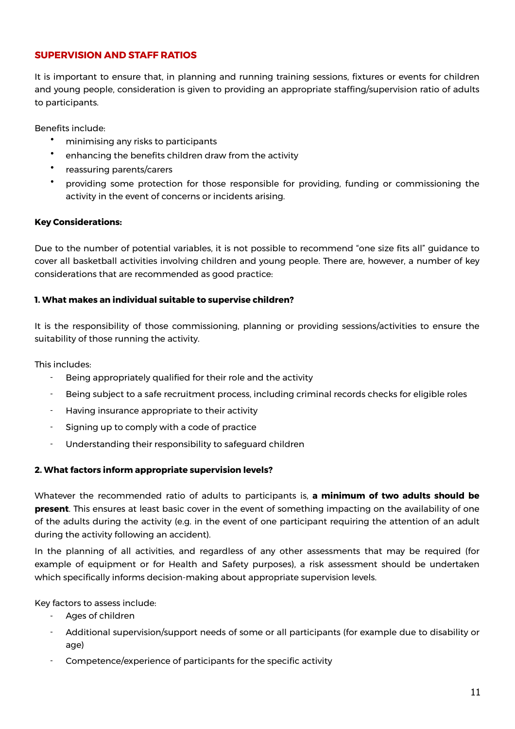## SUPERVISION AND STAFF RATIOS

It is important to ensure that, in planning and running training sessions, fixtures or events for children and young people, consideration is given to providing an appropriate staffing/supervision ratio of adults to participants.

Benefits include:

- minimising any risks to participants
- enhancing the benefits children draw from the activity
- reassuring parents/carers
- providing some protection for those responsible for providing, funding or commissioning the activity in the event of concerns or incidents arising.

**Key Considerations:**

Due to the number of potential variables, it is not possible to recommend "one size fits all" guidance to cover all basketball activities involving children and young people. There are, however, a number of key considerations that are recommended as good practice:

**1. What makes an individual suitable to supervise children?**

It is the responsibility of those commissioning, planning or providing sessions/activities to ensure the suitability of those running the activity.

This includes:

- Being appropriately qualified for their role and the activity
- Being subject to a safe recruitment process, including criminal records checks for eligible roles
- Having insurance appropriate to their activity
- Signing up to comply with a code of practice
- Understanding their responsibility to safeguard children

**2. What factors inform appropriate supervision levels?**

Whatever the recommended ratio of adults to participants is, **a minimum of two adults should be present**. This ensures at least basic cover in the event of something impacting on the availability of one of the adults during the activity (e.g. in the event of one participant requiring the attention of an adult during the activity following an accident).

In the planning of all activities, and regardless of any other assessments that may be required (for example of equipment or for Health and Safety purposes), a risk assessment should be undertaken which specifically informs decision-making about appropriate supervision levels.

Key factors to assess include:

- Ages of children
- Additional supervision/support needs of some or all participants (for example due to disability or age)
- Competence/experience of participants for the specific activity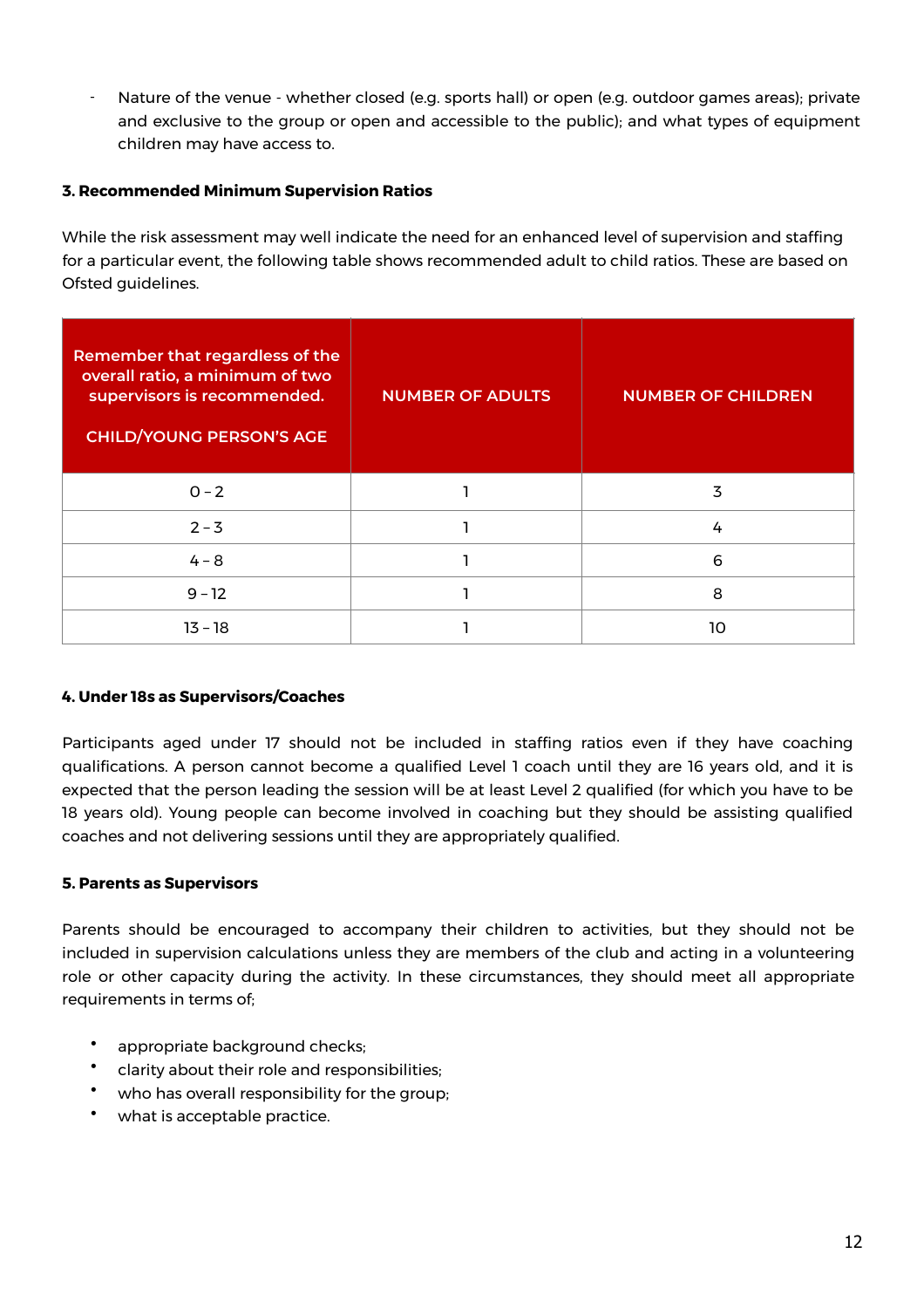- Nature of the venue - whether closed (e.g. sports hall) or open (e.g. outdoor games areas); private and exclusive to the group or open and accessible to the public); and what types of equipment children may have access to.

**3. Recommended Minimum Supervision Ratios**

While the risk assessment may well indicate the need for an enhanced level of supervision and staffing for a particular event, the following table shows recommended adult to child ratios. These are based on Ofsted guidelines.

| Remember that regardless of the overall ratio, a minimum of two supervisors is recommended. CHILD/YOUNG PERSON'S AGE | NUMBER OF ADULTS | NUMBER OF CHILDREN |
|---|---|---|
| 0 – 2 | 1 | 3 |
| 2 – 3 | 1 | 4 |
| 4 – 8 | 1 | 6 |
| 9 – 12 | 1 | 8 |
| 13 – 18 | 1 | 10 |

**4. Under 18s as Supervisors/Coaches**

Participants aged under 17 should not be included in staffing ratios even if they have coaching qualifications. A person cannot become a qualified Level 1 coach until they are 16 years old, and it is expected that the person leading the session will be at least Level 2 qualified (for which you have to be 18 years old). Young people can become involved in coaching but they should be assisting qualified coaches and not delivering sessions until they are appropriately qualified.

**5. Parents as Supervisors**

Parents should be encouraged to accompany their children to activities, but they should not be included in supervision calculations unless they are members of the club and acting in a volunteering role or other capacity during the activity. In these circumstances, they should meet all appropriate requirements in terms of;

- appropriate background checks;
- clarity about their role and responsibilities;
- who has overall responsibility for the group;
- what is acceptable practice.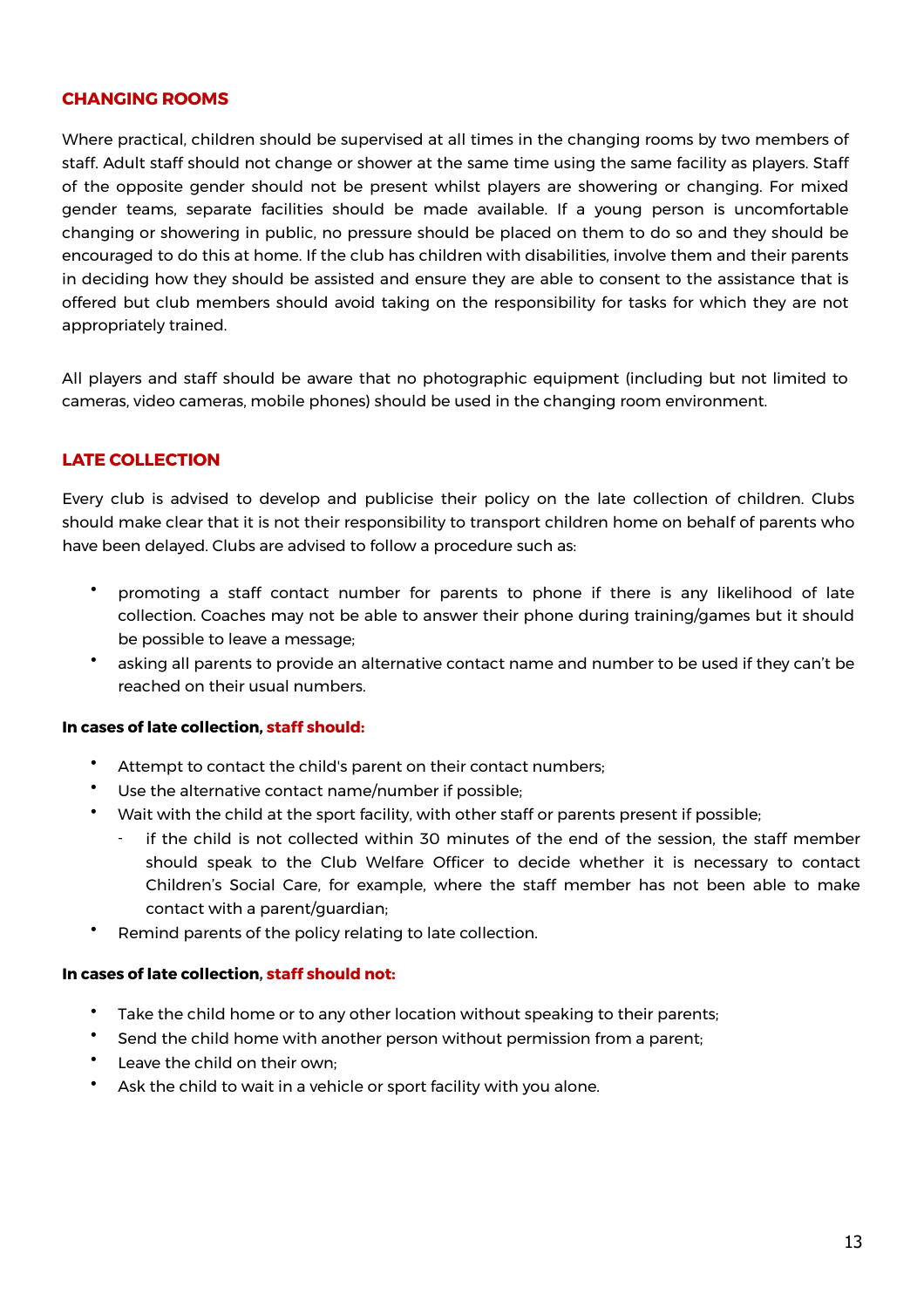## CHANGING ROOMS

Where practical, children should be supervised at all times in the changing rooms by two members of staff. Adult staff should not change or shower at the same time using the same facility as players. Staff of the opposite gender should not be present whilst players are showering or changing. For mixed gender teams, separate facilities should be made available. If a young person is uncomfortable changing or showering in public, no pressure should be placed on them to do so and they should be encouraged to do this at home. If the club has children with disabilities, involve them and their parents in deciding how they should be assisted and ensure they are able to consent to the assistance that is offered but club members should avoid taking on the responsibility for tasks for which they are not appropriately trained.

All players and staff should be aware that no photographic equipment (including but not limited to cameras, video cameras, mobile phones) should be used in the changing room environment.

## LATE COLLECTION

Every club is advised to develop and publicise their policy on the late collection of children. Clubs should make clear that it is not their responsibility to transport children home on behalf of parents who have been delayed. Clubs are advised to follow a procedure such as:

- promoting a staff contact number for parents to phone if there is any likelihood of late collection. Coaches may not be able to answer their phone during training/games but it should be possible to leave a message;
- asking all parents to provide an alternative contact name and number to be used if they can't be reached on their usual numbers.

**In cases of late collection, staff should:**

- Attempt to contact the child's parent on their contact numbers;
- Use the alternative contact name/number if possible;
- Wait with the child at the sport facility, with other staff or parents present if possible;
  - if the child is not collected within 30 minutes of the end of the session, the staff member should speak to the Club Welfare Officer to decide whether it is necessary to contact Children's Social Care, for example, where the staff member has not been able to make contact with a parent/guardian;
- Remind parents of the policy relating to late collection.

**In cases of late collection, staff should not:**

- Take the child home or to any other location without speaking to their parents;
- Send the child home with another person without permission from a parent;
- Leave the child on their own;
- Ask the child to wait in a vehicle or sport facility with you alone.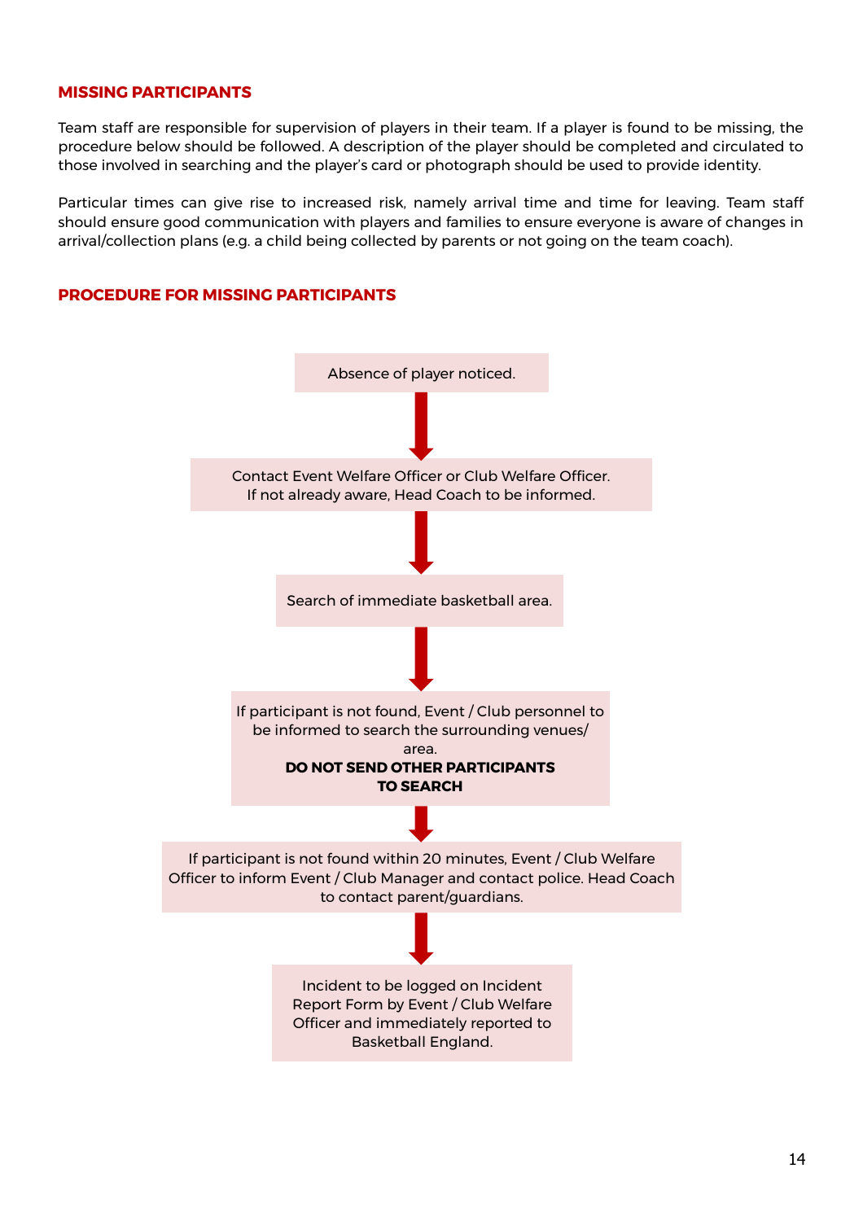## MISSING PARTICIPANTS

Team staff are responsible for supervision of players in their team. If a player is found to be missing, the procedure below should be followed. A description of the player should be completed and circulated to those involved in searching and the player's card or photograph should be used to provide identity.

Particular times can give rise to increased risk, namely arrival time and time for leaving. Team staff should ensure good communication with players and families to ensure everyone is aware of changes in arrival/collection plans (e.g. a child being collected by parents or not going on the team coach).

## PROCEDURE FOR MISSING PARTICIPANTS

Absence of player noticed.

↓

Contact Event Welfare Officer or Club Welfare Officer.
If not already aware, Head Coach to be informed.

↓

Search of immediate basketball area.

↓

If participant is not found, Event / Club personnel to be informed to search the surrounding venues/ area.
**DO NOT SEND OTHER PARTICIPANTS TO SEARCH**

↓

If participant is not found within 20 minutes, Event / Club Welfare Officer to inform Event / Club Manager and contact police. Head Coach to contact parent/guardians.

↓

Incident to be logged on Incident Report Form by Event / Club Welfare Officer and immediately reported to Basketball England.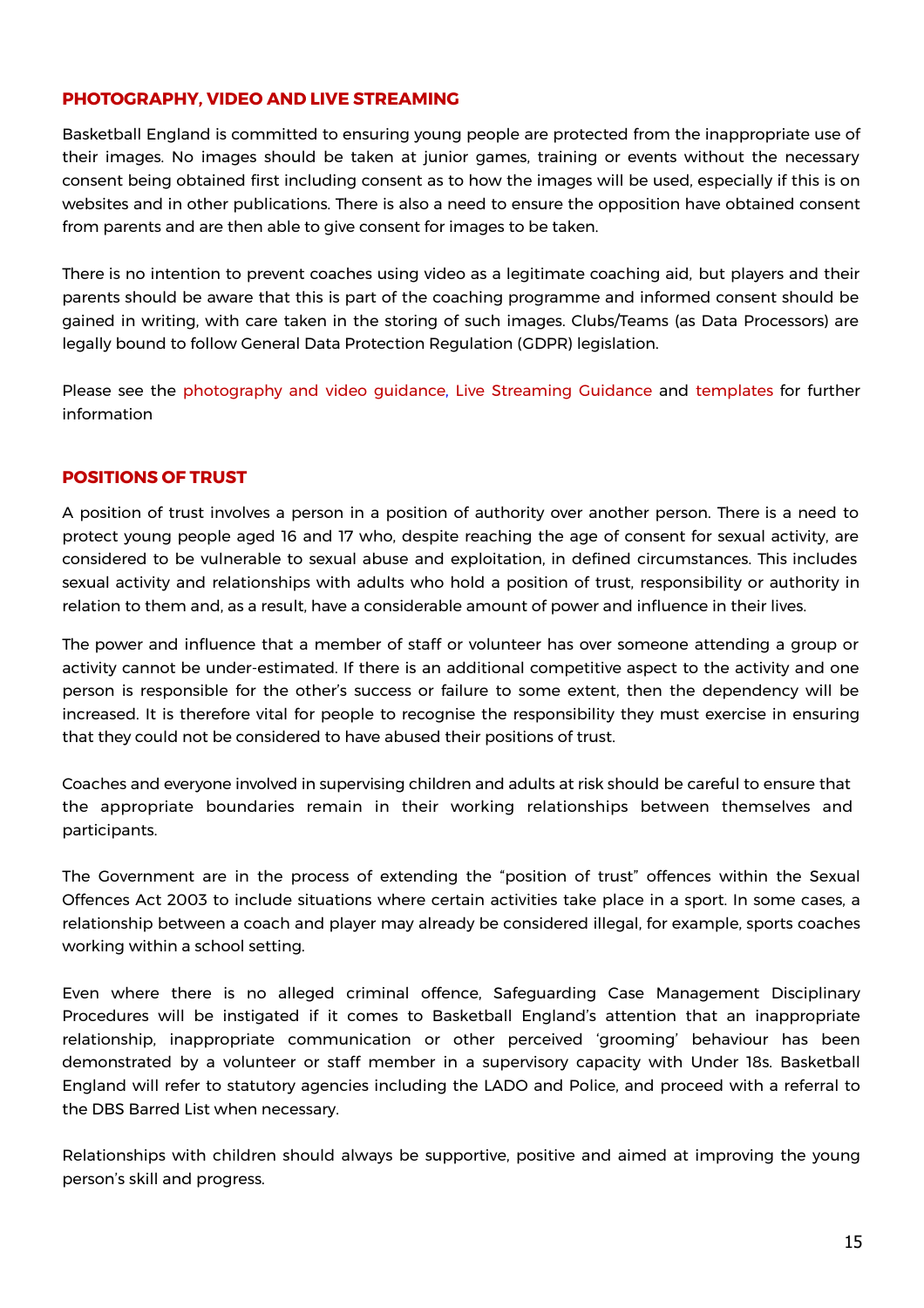## PHOTOGRAPHY, VIDEO AND LIVE STREAMING

Basketball England is committed to ensuring young people are protected from the inappropriate use of their images. No images should be taken at junior games, training or events without the necessary consent being obtained first including consent as to how the images will be used, especially if this is on websites and in other publications. There is also a need to ensure the opposition have obtained consent from parents and are then able to give consent for images to be taken.

There is no intention to prevent coaches using video as a legitimate coaching aid, but players and their parents should be aware that this is part of the coaching programme and informed consent should be gained in writing, with care taken in the storing of such images. Clubs/Teams (as Data Processors) are legally bound to follow General Data Protection Regulation (GDPR) legislation.

Please see the photography and video guidance, Live Streaming Guidance and templates for further information

## POSITIONS OF TRUST

A position of trust involves a person in a position of authority over another person. There is a need to protect young people aged 16 and 17 who, despite reaching the age of consent for sexual activity, are considered to be vulnerable to sexual abuse and exploitation, in defined circumstances. This includes sexual activity and relationships with adults who hold a position of trust, responsibility or authority in relation to them and, as a result, have a considerable amount of power and influence in their lives.

The power and influence that a member of staff or volunteer has over someone attending a group or activity cannot be under-estimated. If there is an additional competitive aspect to the activity and one person is responsible for the other's success or failure to some extent, then the dependency will be increased. It is therefore vital for people to recognise the responsibility they must exercise in ensuring that they could not be considered to have abused their positions of trust.

Coaches and everyone involved in supervising children and adults at risk should be careful to ensure that the appropriate boundaries remain in their working relationships between themselves and participants.

The Government are in the process of extending the "position of trust" offences within the Sexual Offences Act 2003 to include situations where certain activities take place in a sport. In some cases, a relationship between a coach and player may already be considered illegal, for example, sports coaches working within a school setting.

Even where there is no alleged criminal offence, Safeguarding Case Management Disciplinary Procedures will be instigated if it comes to Basketball England's attention that an inappropriate relationship, inappropriate communication or other perceived 'grooming' behaviour has been demonstrated by a volunteer or staff member in a supervisory capacity with Under 18s. Basketball England will refer to statutory agencies including the LADO and Police, and proceed with a referral to the DBS Barred List when necessary.

Relationships with children should always be supportive, positive and aimed at improving the young person's skill and progress.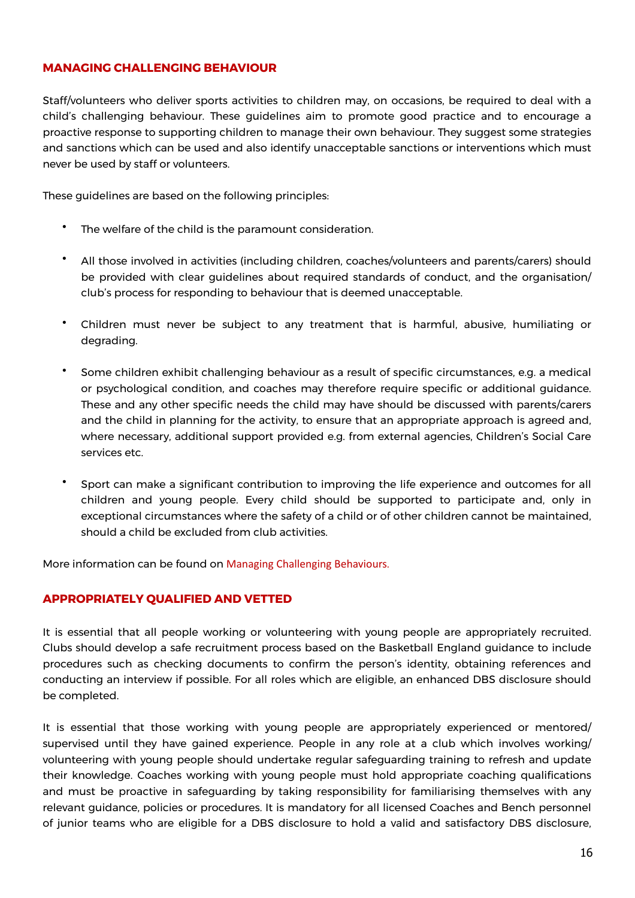## MANAGING CHALLENGING BEHAVIOUR

Staff/volunteers who deliver sports activities to children may, on occasions, be required to deal with a child's challenging behaviour. These guidelines aim to promote good practice and to encourage a proactive response to supporting children to manage their own behaviour. They suggest some strategies and sanctions which can be used and also identify unacceptable sanctions or interventions which must never be used by staff or volunteers.

These guidelines are based on the following principles:

- The welfare of the child is the paramount consideration.
- All those involved in activities (including children, coaches/volunteers and parents/carers) should be provided with clear guidelines about required standards of conduct, and the organisation/ club's process for responding to behaviour that is deemed unacceptable.
- Children must never be subject to any treatment that is harmful, abusive, humiliating or degrading.
- Some children exhibit challenging behaviour as a result of specific circumstances, e.g. a medical or psychological condition, and coaches may therefore require specific or additional guidance. These and any other specific needs the child may have should be discussed with parents/carers and the child in planning for the activity, to ensure that an appropriate approach is agreed and, where necessary, additional support provided e.g. from external agencies, Children's Social Care services etc.
- Sport can make a significant contribution to improving the life experience and outcomes for all children and young people. Every child should be supported to participate and, only in exceptional circumstances where the safety of a child or of other children cannot be maintained, should a child be excluded from club activities.

More information can be found on Managing Challenging Behaviours.

## APPROPRIATELY QUALIFIED AND VETTED

It is essential that all people working or volunteering with young people are appropriately recruited. Clubs should develop a safe recruitment process based on the Basketball England guidance to include procedures such as checking documents to confirm the person's identity, obtaining references and conducting an interview if possible. For all roles which are eligible, an enhanced DBS disclosure should be completed.

It is essential that those working with young people are appropriately experienced or mentored/ supervised until they have gained experience. People in any role at a club which involves working/ volunteering with young people should undertake regular safeguarding training to refresh and update their knowledge. Coaches working with young people must hold appropriate coaching qualifications and must be proactive in safeguarding by taking responsibility for familiarising themselves with any relevant guidance, policies or procedures. It is mandatory for all licensed Coaches and Bench personnel of junior teams who are eligible for a DBS disclosure to hold a valid and satisfactory DBS disclosure,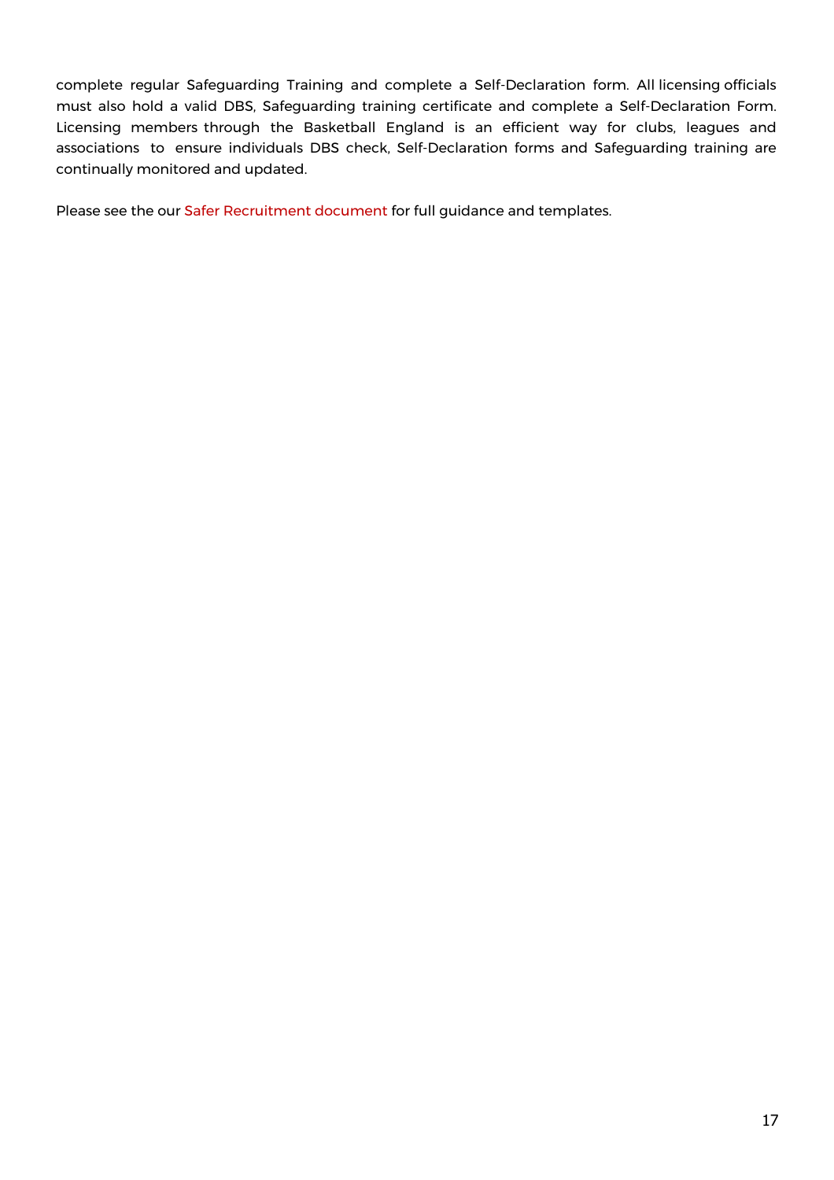complete regular Safeguarding Training and complete a Self-Declaration form. All licensing officials must also hold a valid DBS, Safeguarding training certificate and complete a Self-Declaration Form. Licensing members through the Basketball England is an efficient way for clubs, leagues and associations to ensure individuals DBS check, Self-Declaration forms and Safeguarding training are continually monitored and updated.

Please see the our Safer Recruitment document for full guidance and templates.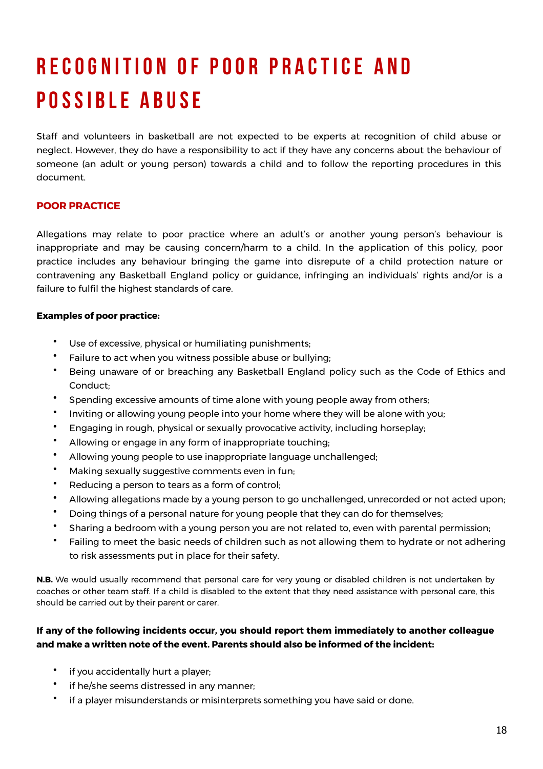# RECOGNITION OF POOR PRACTICE AND POSSIBLE ABUSE

Staff and volunteers in basketball are not expected to be experts at recognition of child abuse or neglect. However, they do have a responsibility to act if they have any concerns about the behaviour of someone (an adult or young person) towards a child and to follow the reporting procedures in this document.

## POOR PRACTICE

Allegations may relate to poor practice where an adult's or another young person's behaviour is inappropriate and may be causing concern/harm to a child. In the application of this policy, poor practice includes any behaviour bringing the game into disrepute of a child protection nature or contravening any Basketball England policy or guidance, infringing an individuals' rights and/or is a failure to fulfil the highest standards of care.

**Examples of poor practice:**

- Use of excessive, physical or humiliating punishments;
- Failure to act when you witness possible abuse or bullying;
- Being unaware of or breaching any Basketball England policy such as the Code of Ethics and Conduct;
- Spending excessive amounts of time alone with young people away from others;
- Inviting or allowing young people into your home where they will be alone with you;
- Engaging in rough, physical or sexually provocative activity, including horseplay;
- Allowing or engage in any form of inappropriate touching;
- Allowing young people to use inappropriate language unchallenged;
- Making sexually suggestive comments even in fun;
- Reducing a person to tears as a form of control;
- Allowing allegations made by a young person to go unchallenged, unrecorded or not acted upon;
- Doing things of a personal nature for young people that they can do for themselves;
- Sharing a bedroom with a young person you are not related to, even with parental permission;
- Failing to meet the basic needs of children such as not allowing them to hydrate or not adhering to risk assessments put in place for their safety.

**N.B.** We would usually recommend that personal care for very young or disabled children is not undertaken by coaches or other team staff. If a child is disabled to the extent that they need assistance with personal care, this should be carried out by their parent or carer.

**If any of the following incidents occur, you should report them immediately to another colleague and make a written note of the event. Parents should also be informed of the incident:**

- if you accidentally hurt a player;
- if he/she seems distressed in any manner;
- if a player misunderstands or misinterprets something you have said or done.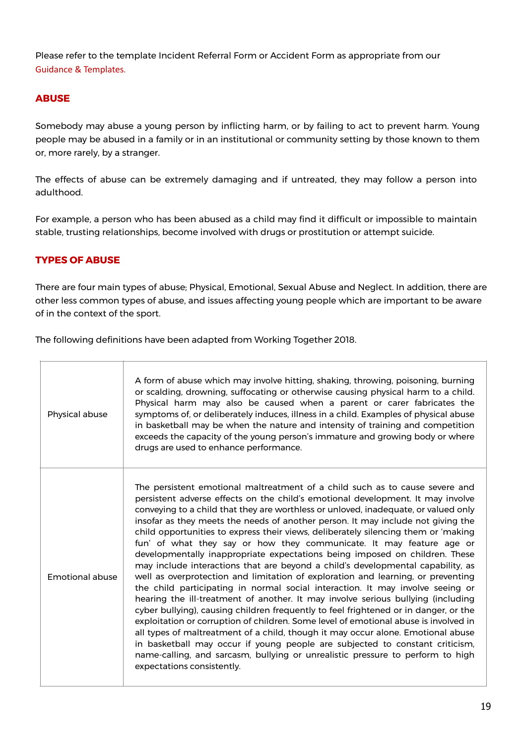Please refer to the template Incident Referral Form or Accident Form as appropriate from our Guidance & Templates.

## ABUSE

Somebody may abuse a young person by inflicting harm, or by failing to act to prevent harm. Young people may be abused in a family or in an institutional or community setting by those known to them or, more rarely, by a stranger.

The effects of abuse can be extremely damaging and if untreated, they may follow a person into adulthood.

For example, a person who has been abused as a child may find it difficult or impossible to maintain stable, trusting relationships, become involved with drugs or prostitution or attempt suicide.

## TYPES OF ABUSE

There are four main types of abuse; Physical, Emotional, Sexual Abuse and Neglect. In addition, there are other less common types of abuse, and issues affecting young people which are important to be aware of in the context of the sport.

The following definitions have been adapted from Working Together 2018.

| | |
|---|---|
| Physical abuse | A form of abuse which may involve hitting, shaking, throwing, poisoning, burning or scalding, drowning, suffocating or otherwise causing physical harm to a child. Physical harm may also be caused when a parent or carer fabricates the symptoms of, or deliberately induces, illness in a child. Examples of physical abuse in basketball may be when the nature and intensity of training and competition exceeds the capacity of the young person's immature and growing body or where drugs are used to enhance performance. |
| Emotional abuse | The persistent emotional maltreatment of a child such as to cause severe and persistent adverse effects on the child's emotional development. It may involve conveying to a child that they are worthless or unloved, inadequate, or valued only insofar as they meets the needs of another person. It may include not giving the child opportunities to express their views, deliberately silencing them or 'making fun' of what they say or how they communicate. It may feature age or developmentally inappropriate expectations being imposed on children. These may include interactions that are beyond a child's developmental capability, as well as overprotection and limitation of exploration and learning, or preventing the child participating in normal social interaction. It may involve seeing or hearing the ill-treatment of another. It may involve serious bullying (including cyber bullying), causing children frequently to feel frightened or in danger, or the exploitation or corruption of children. Some level of emotional abuse is involved in all types of maltreatment of a child, though it may occur alone. Emotional abuse in basketball may occur if young people are subjected to constant criticism, name-calling, and sarcasm, bullying or unrealistic pressure to perform to high expectations consistently. |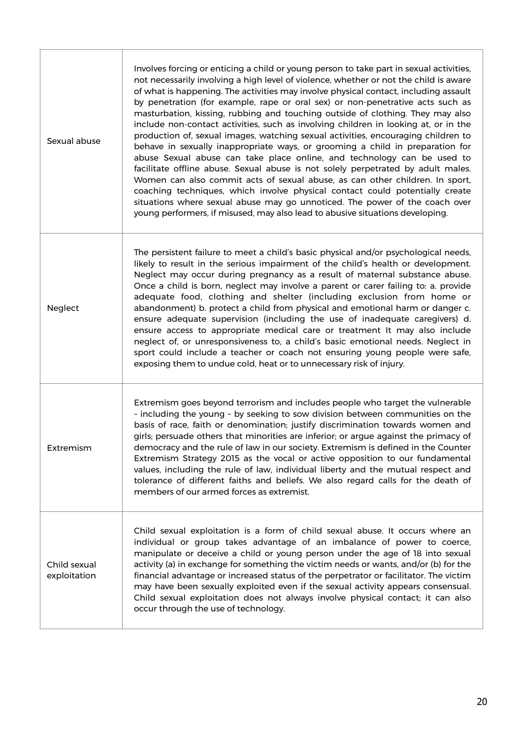| | |
|---|---|
| Sexual abuse | Involves forcing or enticing a child or young person to take part in sexual activities, not necessarily involving a high level of violence, whether or not the child is aware of what is happening. The activities may involve physical contact, including assault by penetration (for example, rape or oral sex) or non-penetrative acts such as masturbation, kissing, rubbing and touching outside of clothing. They may also include non-contact activities, such as involving children in looking at, or in the production of, sexual images, watching sexual activities, encouraging children to behave in sexually inappropriate ways, or grooming a child in preparation for abuse Sexual abuse can take place online, and technology can be used to facilitate offline abuse. Sexual abuse is not solely perpetrated by adult males. Women can also commit acts of sexual abuse, as can other children. In sport, coaching techniques, which involve physical contact could potentially create situations where sexual abuse may go unnoticed. The power of the coach over young performers, if misused, may also lead to abusive situations developing. |
| Neglect | The persistent failure to meet a child's basic physical and/or psychological needs, likely to result in the serious impairment of the child's health or development. Neglect may occur during pregnancy as a result of maternal substance abuse. Once a child is born, neglect may involve a parent or carer failing to: a. provide adequate food, clothing and shelter (including exclusion from home or abandonment) b. protect a child from physical and emotional harm or danger c. ensure adequate supervision (including the use of inadequate caregivers) d. ensure access to appropriate medical care or treatment It may also include neglect of, or unresponsiveness to, a child's basic emotional needs. Neglect in sport could include a teacher or coach not ensuring young people were safe, exposing them to undue cold, heat or to unnecessary risk of injury. |
| Extremism | Extremism goes beyond terrorism and includes people who target the vulnerable – including the young – by seeking to sow division between communities on the basis of race, faith or denomination; justify discrimination towards women and girls; persuade others that minorities are inferior; or argue against the primacy of democracy and the rule of law in our society. Extremism is defined in the Counter Extremism Strategy 2015 as the vocal or active opposition to our fundamental values, including the rule of law, individual liberty and the mutual respect and tolerance of different faiths and beliefs. We also regard calls for the death of members of our armed forces as extremist. |
| Child sexual exploitation | Child sexual exploitation is a form of child sexual abuse. It occurs where an individual or group takes advantage of an imbalance of power to coerce, manipulate or deceive a child or young person under the age of 18 into sexual activity (a) in exchange for something the victim needs or wants, and/or (b) for the financial advantage or increased status of the perpetrator or facilitator. The victim may have been sexually exploited even if the sexual activity appears consensual. Child sexual exploitation does not always involve physical contact; it can also occur through the use of technology. |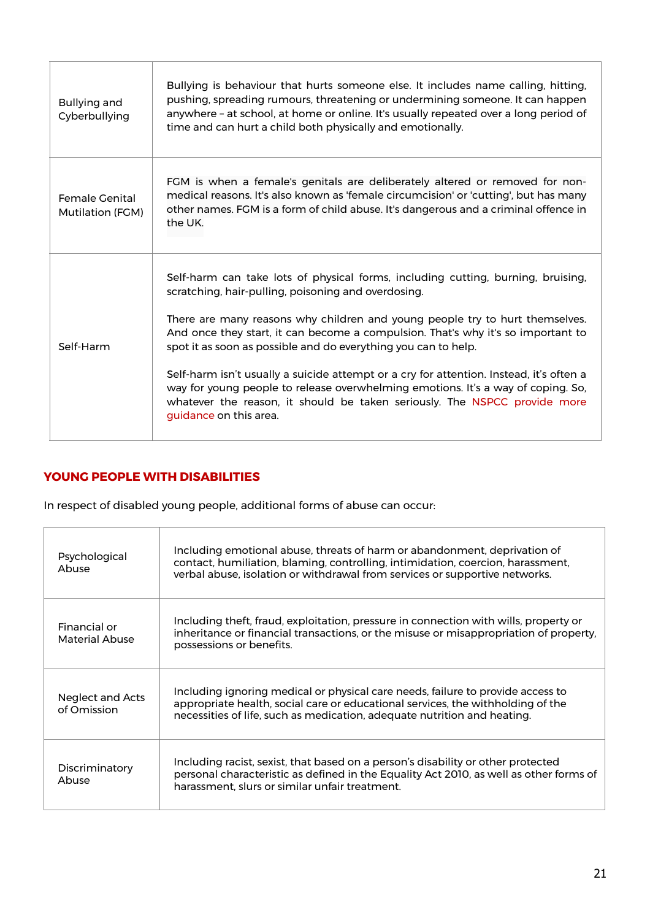| | |
|---|---|
| Bullying and Cyberbullying | Bullying is behaviour that hurts someone else. It includes name calling, hitting, pushing, spreading rumours, threatening or undermining someone. It can happen anywhere – at school, at home or online. It's usually repeated over a long period of time and can hurt a child both physically and emotionally. |
| Female Genital Mutilation (FGM) | FGM is when a female's genitals are deliberately altered or removed for non-medical reasons. It's also known as 'female circumcision' or 'cutting', but has many other names. FGM is a form of child abuse. It's dangerous and a criminal offence in the UK. |
| Self-Harm | Self-harm can take lots of physical forms, including cutting, burning, bruising, scratching, hair-pulling, poisoning and overdosing.<br><br>There are many reasons why children and young people try to hurt themselves. And once they start, it can become a compulsion. That's why it's so important to spot it as soon as possible and do everything you can to help.<br><br>Self-harm isn't usually a suicide attempt or a cry for attention. Instead, it's often a way for young people to release overwhelming emotions. It's a way of coping. So, whatever the reason, it should be taken seriously. The NSPCC provide more guidance on this area. |

## YOUNG PEOPLE WITH DISABILITIES

In respect of disabled young people, additional forms of abuse can occur:

| | |
|---|---|
| Psychological Abuse | Including emotional abuse, threats of harm or abandonment, deprivation of contact, humiliation, blaming, controlling, intimidation, coercion, harassment, verbal abuse, isolation or withdrawal from services or supportive networks. |
| Financial or Material Abuse | Including theft, fraud, exploitation, pressure in connection with wills, property or inheritance or financial transactions, or the misuse or misappropriation of property, possessions or benefits. |
| Neglect and Acts of Omission | Including ignoring medical or physical care needs, failure to provide access to appropriate health, social care or educational services, the withholding of the necessities of life, such as medication, adequate nutrition and heating. |
| Discriminatory Abuse | Including racist, sexist, that based on a person's disability or other protected personal characteristic as defined in the Equality Act 2010, as well as other forms of harassment, slurs or similar unfair treatment. |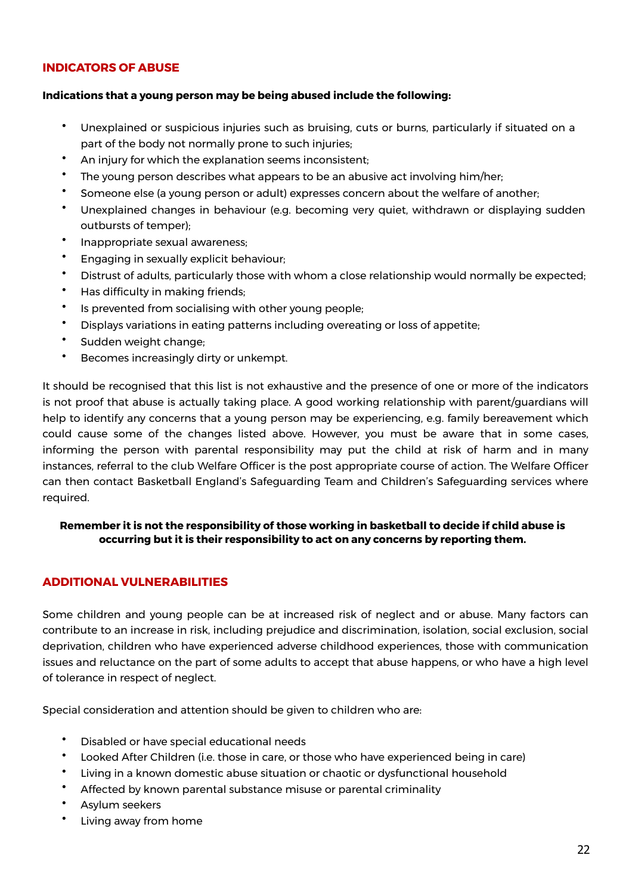## INDICATORS OF ABUSE

**Indications that a young person may be being abused include the following:**

- Unexplained or suspicious injuries such as bruising, cuts or burns, particularly if situated on a part of the body not normally prone to such injuries;
- An injury for which the explanation seems inconsistent;
- The young person describes what appears to be an abusive act involving him/her;
- Someone else (a young person or adult) expresses concern about the welfare of another;
- Unexplained changes in behaviour (e.g. becoming very quiet, withdrawn or displaying sudden outbursts of temper);
- Inappropriate sexual awareness;
- Engaging in sexually explicit behaviour;
- Distrust of adults, particularly those with whom a close relationship would normally be expected;
- Has difficulty in making friends;
- Is prevented from socialising with other young people;
- Displays variations in eating patterns including overeating or loss of appetite;
- Sudden weight change;
- Becomes increasingly dirty or unkempt.

It should be recognised that this list is not exhaustive and the presence of one or more of the indicators is not proof that abuse is actually taking place. A good working relationship with parent/guardians will help to identify any concerns that a young person may be experiencing, e.g. family bereavement which could cause some of the changes listed above. However, you must be aware that in some cases, informing the person with parental responsibility may put the child at risk of harm and in many instances, referral to the club Welfare Officer is the post appropriate course of action. The Welfare Officer can then contact Basketball England's Safeguarding Team and Children's Safeguarding services where required.

**Remember it is not the responsibility of those working in basketball to decide if child abuse is occurring but it is their responsibility to act on any concerns by reporting them.**

## ADDITIONAL VULNERABILITIES

Some children and young people can be at increased risk of neglect and or abuse. Many factors can contribute to an increase in risk, including prejudice and discrimination, isolation, social exclusion, social deprivation, children who have experienced adverse childhood experiences, those with communication issues and reluctance on the part of some adults to accept that abuse happens, or who have a high level of tolerance in respect of neglect.

Special consideration and attention should be given to children who are:

- Disabled or have special educational needs
- Looked After Children (i.e. those in care, or those who have experienced being in care)
- Living in a known domestic abuse situation or chaotic or dysfunctional household
- Affected by known parental substance misuse or parental criminality
- Asylum seekers
- Living away from home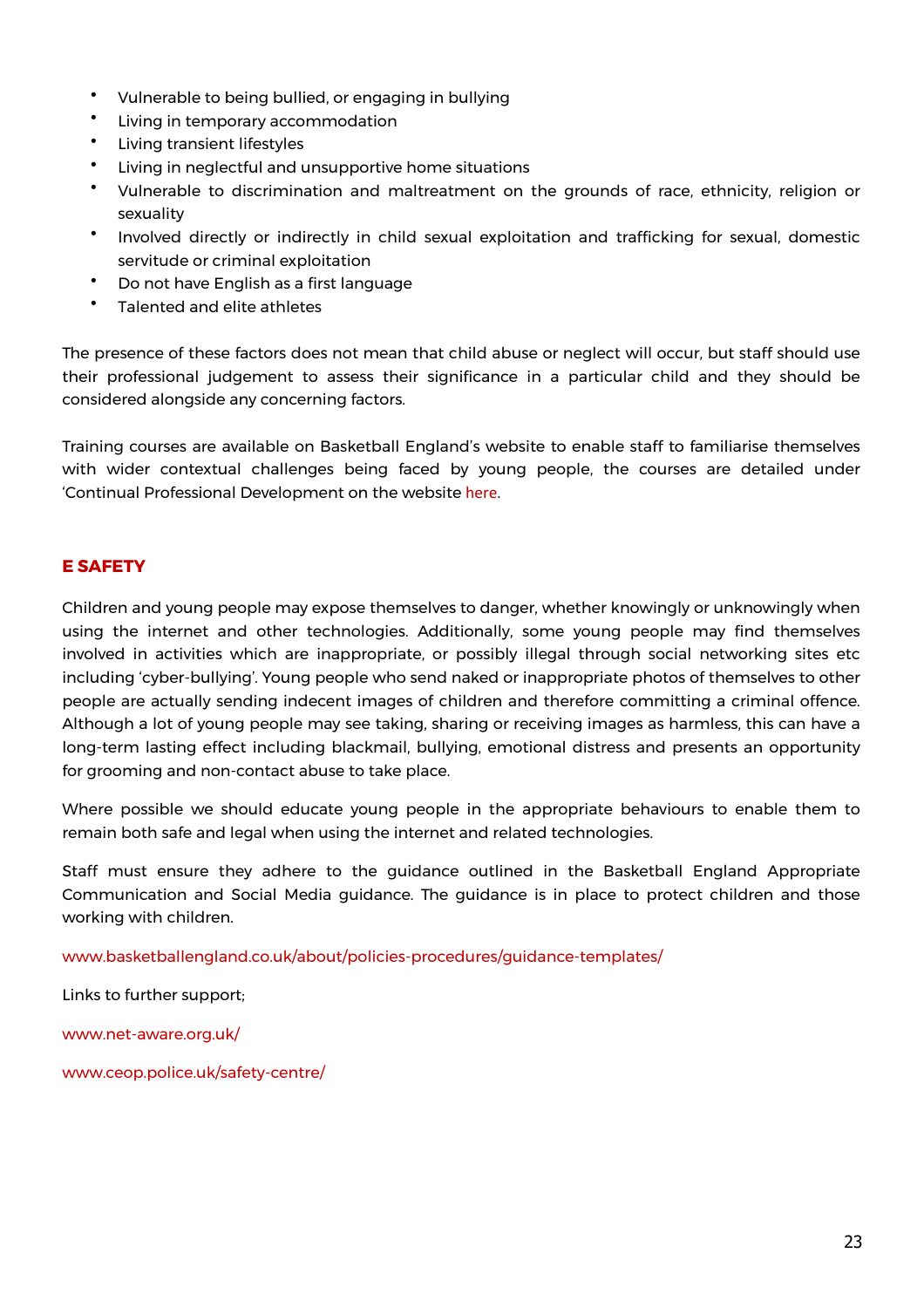- Vulnerable to being bullied, or engaging in bullying
- Living in temporary accommodation
- Living transient lifestyles
- Living in neglectful and unsupportive home situations
- Vulnerable to discrimination and maltreatment on the grounds of race, ethnicity, religion or sexuality
- Involved directly or indirectly in child sexual exploitation and trafficking for sexual, domestic servitude or criminal exploitation
- Do not have English as a first language
- Talented and elite athletes

The presence of these factors does not mean that child abuse or neglect will occur, but staff should use their professional judgement to assess their significance in a particular child and they should be considered alongside any concerning factors.

Training courses are available on Basketball England's website to enable staff to familiarise themselves with wider contextual challenges being faced by young people, the courses are detailed under 'Continual Professional Development on the website here.

## E SAFETY

Children and young people may expose themselves to danger, whether knowingly or unknowingly when using the internet and other technologies. Additionally, some young people may find themselves involved in activities which are inappropriate, or possibly illegal through social networking sites etc including 'cyber-bullying'. Young people who send naked or inappropriate photos of themselves to other people are actually sending indecent images of children and therefore committing a criminal offence. Although a lot of young people may see taking, sharing or receiving images as harmless, this can have a long-term lasting effect including blackmail, bullying, emotional distress and presents an opportunity for grooming and non-contact abuse to take place.

Where possible we should educate young people in the appropriate behaviours to enable them to remain both safe and legal when using the internet and related technologies.

Staff must ensure they adhere to the guidance outlined in the Basketball England Appropriate Communication and Social Media guidance. The guidance is in place to protect children and those working with children.

www.basketballengland.co.uk/about/policies-procedures/guidance-templates/

Links to further support;

www.net-aware.org.uk/

www.ceop.police.uk/safety-centre/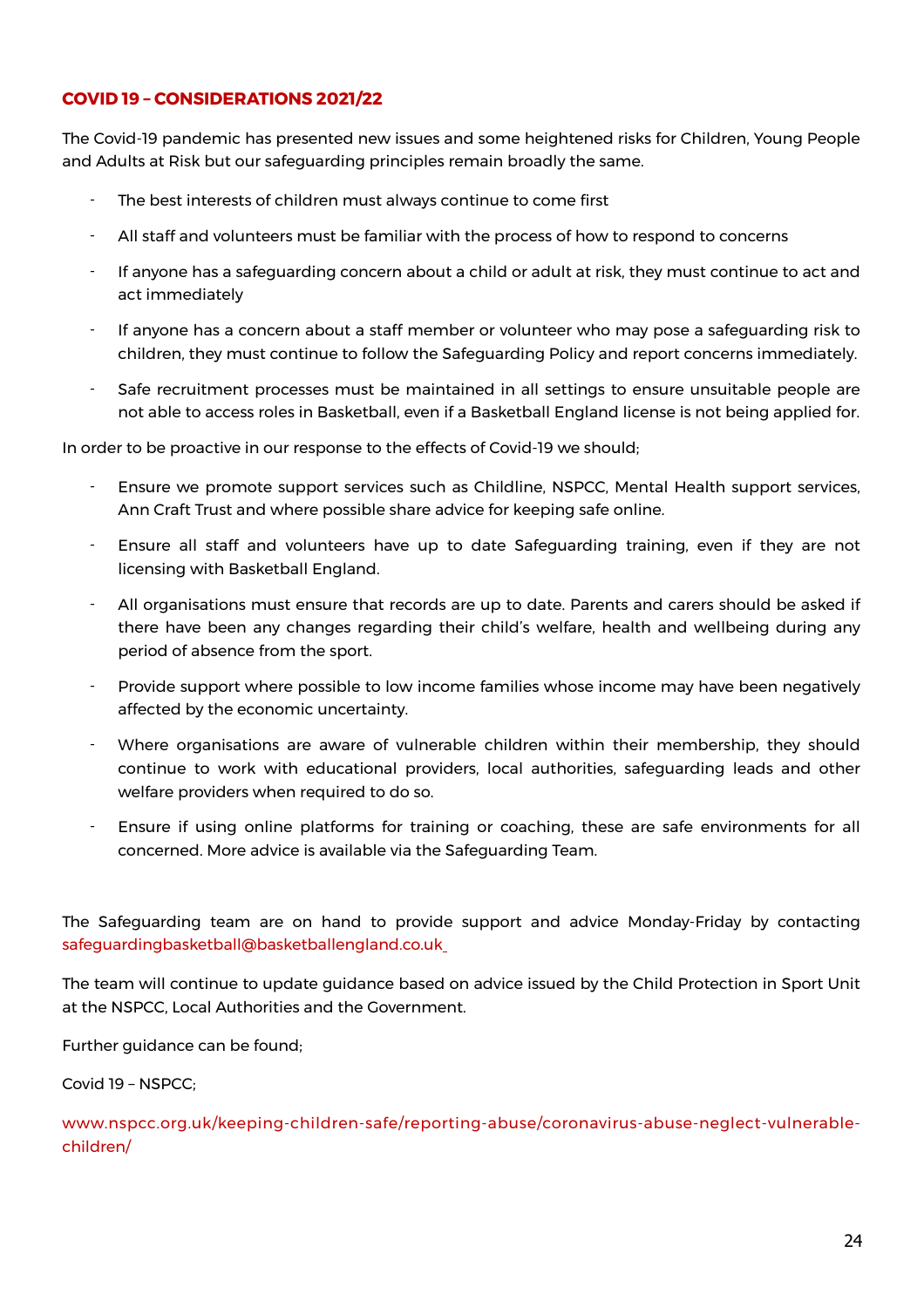## COVID 19 – CONSIDERATIONS 2021/22

The Covid-19 pandemic has presented new issues and some heightened risks for Children, Young People and Adults at Risk but our safeguarding principles remain broadly the same.

- The best interests of children must always continue to come first
- All staff and volunteers must be familiar with the process of how to respond to concerns
- If anyone has a safeguarding concern about a child or adult at risk, they must continue to act and act immediately
- If anyone has a concern about a staff member or volunteer who may pose a safeguarding risk to children, they must continue to follow the Safeguarding Policy and report concerns immediately.
- Safe recruitment processes must be maintained in all settings to ensure unsuitable people are not able to access roles in Basketball, even if a Basketball England license is not being applied for.

In order to be proactive in our response to the effects of Covid-19 we should;

- Ensure we promote support services such as Childline, NSPCC, Mental Health support services, Ann Craft Trust and where possible share advice for keeping safe online.
- Ensure all staff and volunteers have up to date Safeguarding training, even if they are not licensing with Basketball England.
- All organisations must ensure that records are up to date. Parents and carers should be asked if there have been any changes regarding their child's welfare, health and wellbeing during any period of absence from the sport.
- Provide support where possible to low income families whose income may have been negatively affected by the economic uncertainty.
- Where organisations are aware of vulnerable children within their membership, they should continue to work with educational providers, local authorities, safeguarding leads and other welfare providers when required to do so.
- Ensure if using online platforms for training or coaching, these are safe environments for all concerned. More advice is available via the Safeguarding Team.

The Safeguarding team are on hand to provide support and advice Monday-Friday by contacting safeguardingbasketball@basketballengland.co.uk

The team will continue to update guidance based on advice issued by the Child Protection in Sport Unit at the NSPCC, Local Authorities and the Government.

Further guidance can be found;

Covid 19 – NSPCC;

www.nspcc.org.uk/keeping-children-safe/reporting-abuse/coronavirus-abuse-neglect-vulnerable-children/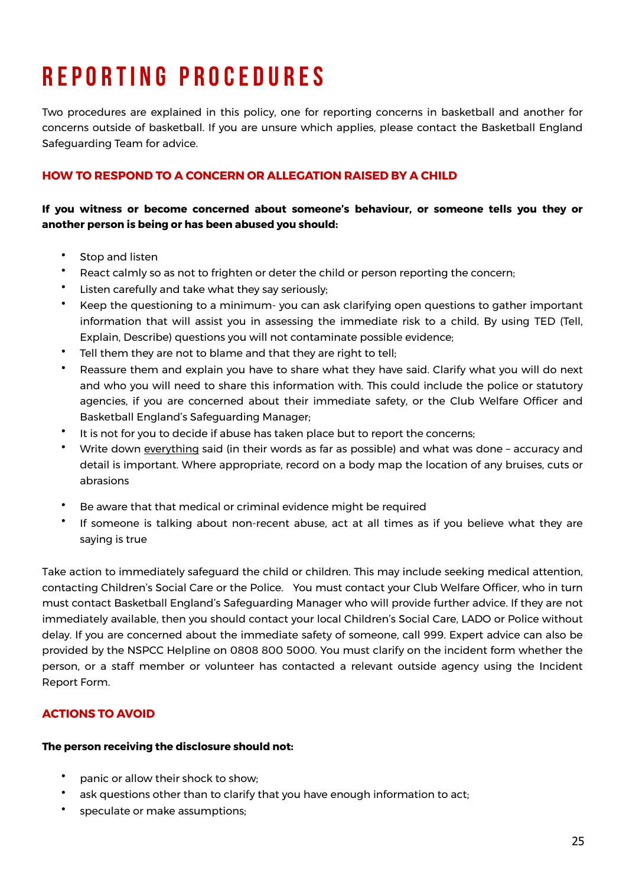# REPORTING PROCEDURES

Two procedures are explained in this policy, one for reporting concerns in basketball and another for concerns outside of basketball. If you are unsure which applies, please contact the Basketball England Safeguarding Team for advice.

### HOW TO RESPOND TO A CONCERN OR ALLEGATION RAISED BY A CHILD

**If you witness or become concerned about someone's behaviour, or someone tells you they or another person is being or has been abused you should:**

- Stop and listen
- React calmly so as not to frighten or deter the child or person reporting the concern;
- Listen carefully and take what they say seriously;
- Keep the questioning to a minimum- you can ask clarifying open questions to gather important information that will assist you in assessing the immediate risk to a child. By using TED (Tell, Explain, Describe) questions you will not contaminate possible evidence;
- Tell them they are not to blame and that they are right to tell;
- Reassure them and explain you have to share what they have said. Clarify what you will do next and who you will need to share this information with. This could include the police or statutory agencies, if you are concerned about their immediate safety, or the Club Welfare Officer and Basketball England's Safeguarding Manager;
- It is not for you to decide if abuse has taken place but to report the concerns;
- Write down everything said (in their words as far as possible) and what was done – accuracy and detail is important. Where appropriate, record on a body map the location of any bruises, cuts or abrasions
- Be aware that that medical or criminal evidence might be required
- If someone is talking about non-recent abuse, act at all times as if you believe what they are saying is true

Take action to immediately safeguard the child or children. This may include seeking medical attention, contacting Children's Social Care or the Police. You must contact your Club Welfare Officer, who in turn must contact Basketball England's Safeguarding Manager who will provide further advice. If they are not immediately available, then you should contact your local Children's Social Care, LADO or Police without delay. If you are concerned about the immediate safety of someone, call 999. Expert advice can also be provided by the NSPCC Helpline on 0808 800 5000. You must clarify on the incident form whether the person, or a staff member or volunteer has contacted a relevant outside agency using the Incident Report Form.

### ACTIONS TO AVOID

**The person receiving the disclosure should not:**

- panic or allow their shock to show;
- ask questions other than to clarify that you have enough information to act;
- speculate or make assumptions;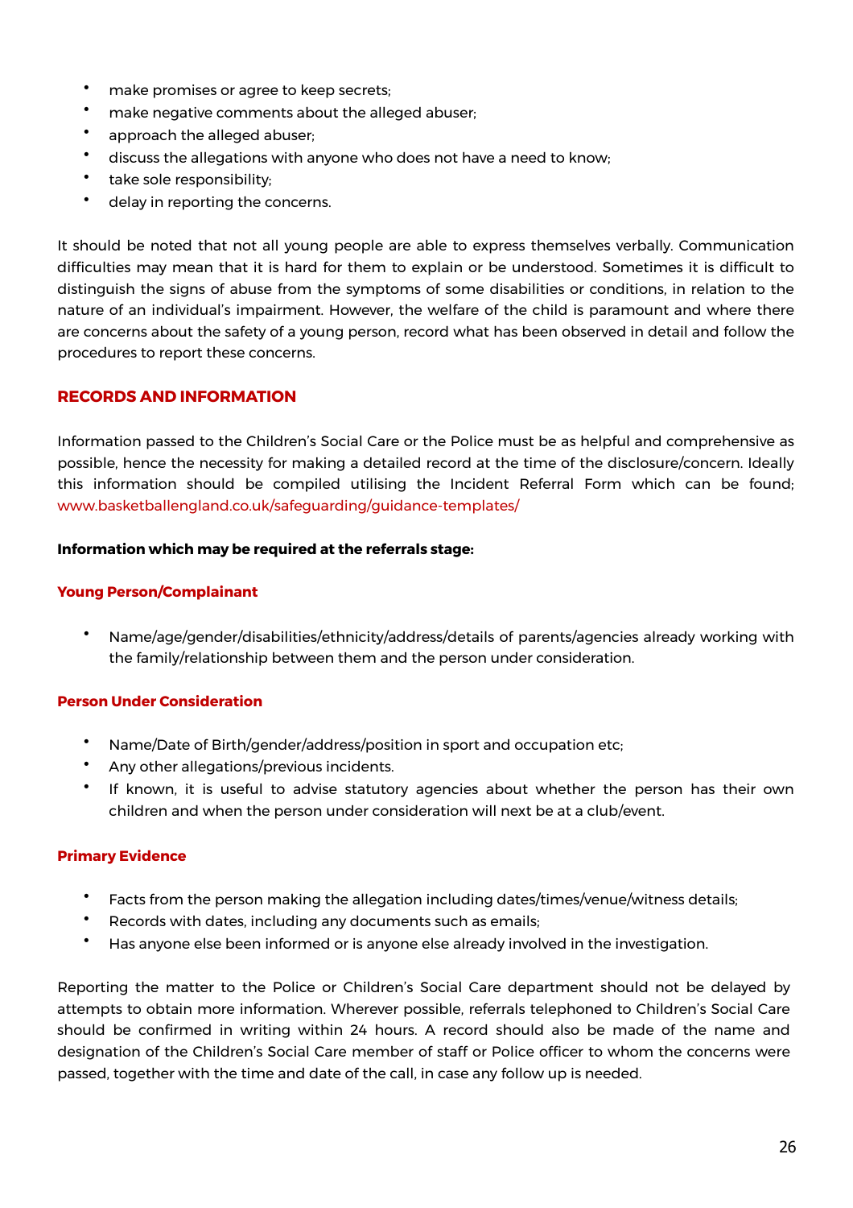- make promises or agree to keep secrets;
- make negative comments about the alleged abuser;
- approach the alleged abuser;
- discuss the allegations with anyone who does not have a need to know;
- take sole responsibility;
- delay in reporting the concerns.

It should be noted that not all young people are able to express themselves verbally. Communication difficulties may mean that it is hard for them to explain or be understood. Sometimes it is difficult to distinguish the signs of abuse from the symptoms of some disabilities or conditions, in relation to the nature of an individual's impairment. However, the welfare of the child is paramount and where there are concerns about the safety of a young person, record what has been observed in detail and follow the procedures to report these concerns.

## RECORDS AND INFORMATION

Information passed to the Children's Social Care or the Police must be as helpful and comprehensive as possible, hence the necessity for making a detailed record at the time of the disclosure/concern. Ideally this information should be compiled utilising the Incident Referral Form which can be found; www.basketballengland.co.uk/safeguarding/guidance-templates/

**Information which may be required at the referrals stage:**

### Young Person/Complainant

- Name/age/gender/disabilities/ethnicity/address/details of parents/agencies already working with the family/relationship between them and the person under consideration.

### Person Under Consideration

- Name/Date of Birth/gender/address/position in sport and occupation etc;
- Any other allegations/previous incidents.
- If known, it is useful to advise statutory agencies about whether the person has their own children and when the person under consideration will next be at a club/event.

### Primary Evidence

- Facts from the person making the allegation including dates/times/venue/witness details;
- Records with dates, including any documents such as emails;
- Has anyone else been informed or is anyone else already involved in the investigation.

Reporting the matter to the Police or Children's Social Care department should not be delayed by attempts to obtain more information. Wherever possible, referrals telephoned to Children's Social Care should be confirmed in writing within 24 hours. A record should also be made of the name and designation of the Children's Social Care member of staff or Police officer to whom the concerns were passed, together with the time and date of the call, in case any follow up is needed.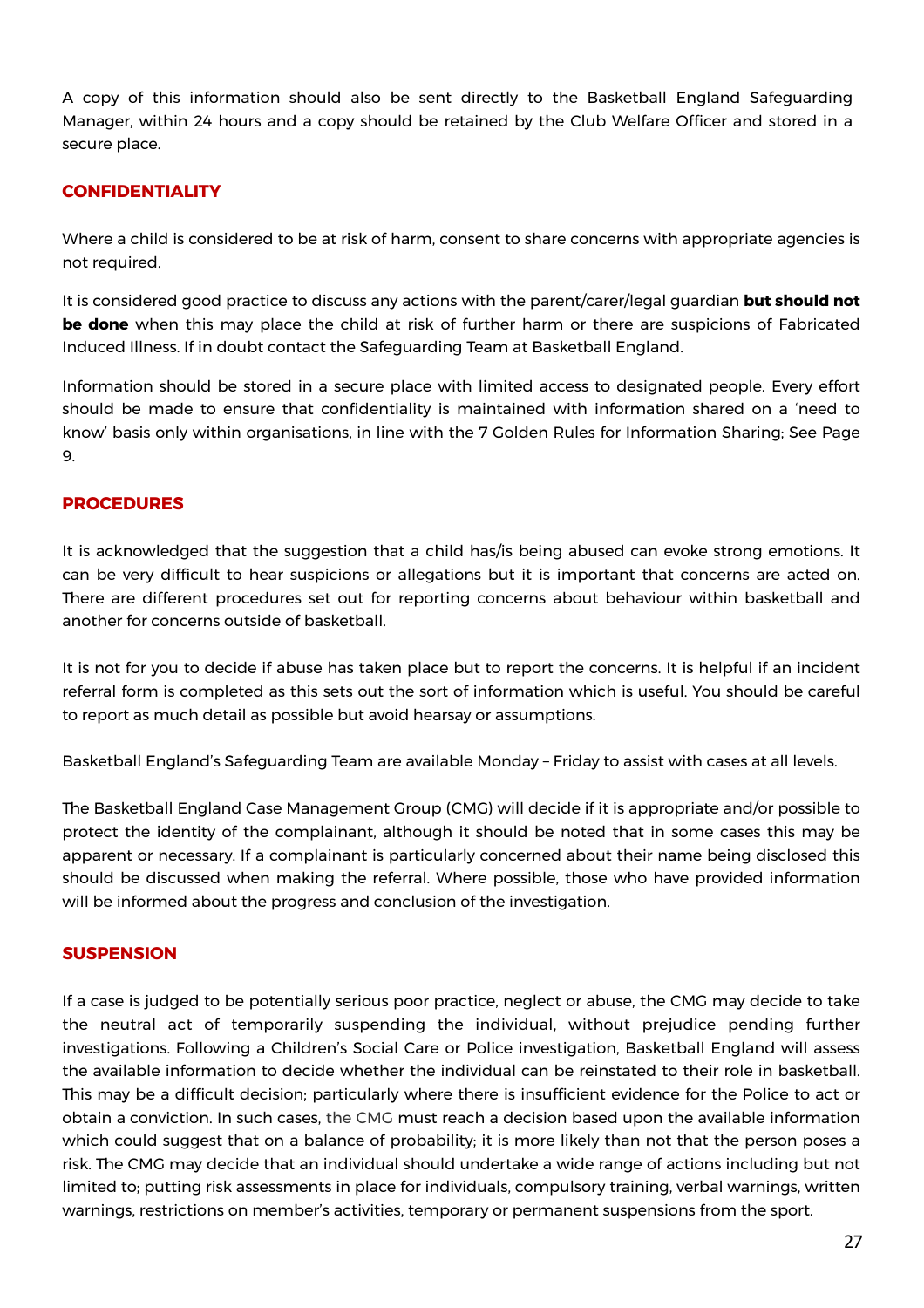A copy of this information should also be sent directly to the Basketball England Safeguarding Manager, within 24 hours and a copy should be retained by the Club Welfare Officer and stored in a secure place.

## CONFIDENTIALITY

Where a child is considered to be at risk of harm, consent to share concerns with appropriate agencies is not required.

It is considered good practice to discuss any actions with the parent/carer/legal guardian **but should not be done** when this may place the child at risk of further harm or there are suspicions of Fabricated Induced Illness. If in doubt contact the Safeguarding Team at Basketball England.

Information should be stored in a secure place with limited access to designated people. Every effort should be made to ensure that confidentiality is maintained with information shared on a 'need to know' basis only within organisations, in line with the 7 Golden Rules for Information Sharing; See Page 9.

## PROCEDURES

It is acknowledged that the suggestion that a child has/is being abused can evoke strong emotions. It can be very difficult to hear suspicions or allegations but it is important that concerns are acted on. There are different procedures set out for reporting concerns about behaviour within basketball and another for concerns outside of basketball.

It is not for you to decide if abuse has taken place but to report the concerns. It is helpful if an incident referral form is completed as this sets out the sort of information which is useful. You should be careful to report as much detail as possible but avoid hearsay or assumptions.

Basketball England's Safeguarding Team are available Monday – Friday to assist with cases at all levels.

The Basketball England Case Management Group (CMG) will decide if it is appropriate and/or possible to protect the identity of the complainant, although it should be noted that in some cases this may be apparent or necessary. If a complainant is particularly concerned about their name being disclosed this should be discussed when making the referral. Where possible, those who have provided information will be informed about the progress and conclusion of the investigation.

## SUSPENSION

If a case is judged to be potentially serious poor practice, neglect or abuse, the CMG may decide to take the neutral act of temporarily suspending the individual, without prejudice pending further investigations. Following a Children's Social Care or Police investigation, Basketball England will assess the available information to decide whether the individual can be reinstated to their role in basketball. This may be a difficult decision; particularly where there is insufficient evidence for the Police to act or obtain a conviction. In such cases, the CMG must reach a decision based upon the available information which could suggest that on a balance of probability; it is more likely than not that the person poses a risk. The CMG may decide that an individual should undertake a wide range of actions including but not limited to; putting risk assessments in place for individuals, compulsory training, verbal warnings, written warnings, restrictions on member's activities, temporary or permanent suspensions from the sport.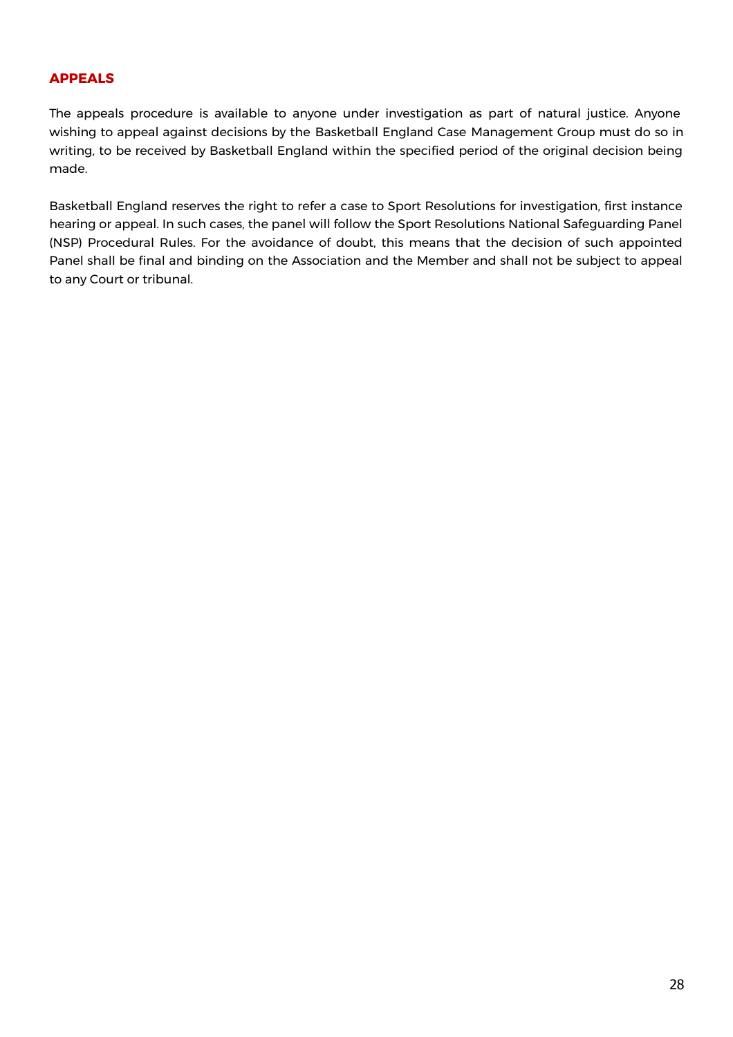## APPEALS

The appeals procedure is available to anyone under investigation as part of natural justice. Anyone wishing to appeal against decisions by the Basketball England Case Management Group must do so in writing, to be received by Basketball England within the specified period of the original decision being made.

Basketball England reserves the right to refer a case to Sport Resolutions for investigation, first instance hearing or appeal. In such cases, the panel will follow the Sport Resolutions National Safeguarding Panel (NSP) Procedural Rules. For the avoidance of doubt, this means that the decision of such appointed Panel shall be final and binding on the Association and the Member and shall not be subject to appeal to any Court or tribunal.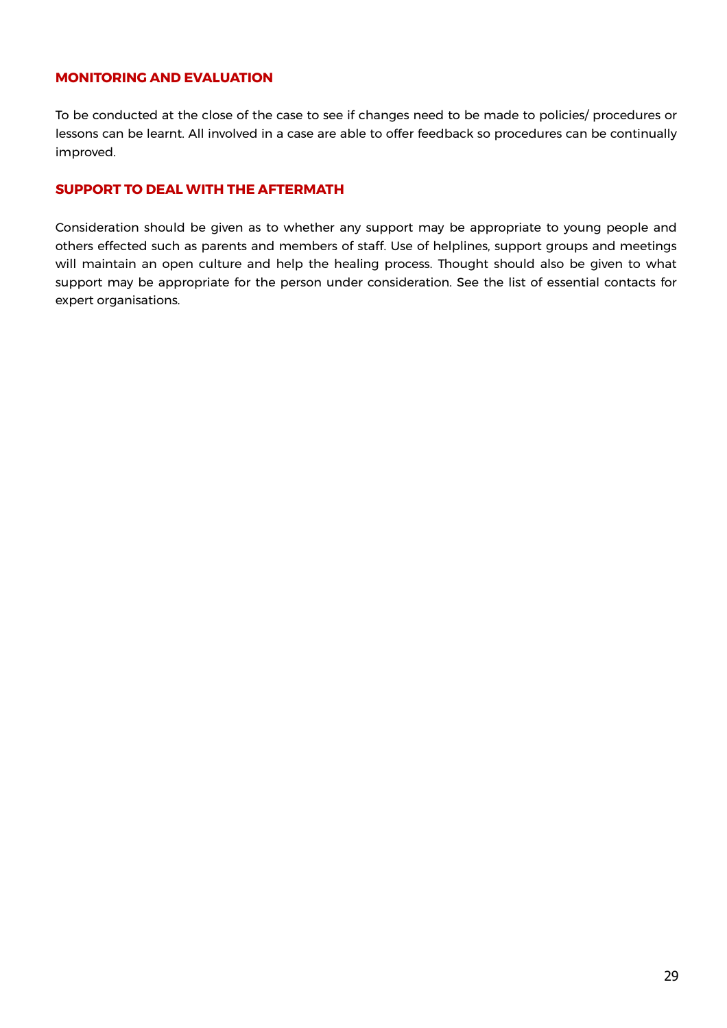## MONITORING AND EVALUATION

To be conducted at the close of the case to see if changes need to be made to policies/ procedures or lessons can be learnt. All involved in a case are able to offer feedback so procedures can be continually improved.

## SUPPORT TO DEAL WITH THE AFTERMATH

Consideration should be given as to whether any support may be appropriate to young people and others effected such as parents and members of staff. Use of helplines, support groups and meetings will maintain an open culture and help the healing process. Thought should also be given to what support may be appropriate for the person under consideration. See the list of essential contacts for expert organisations.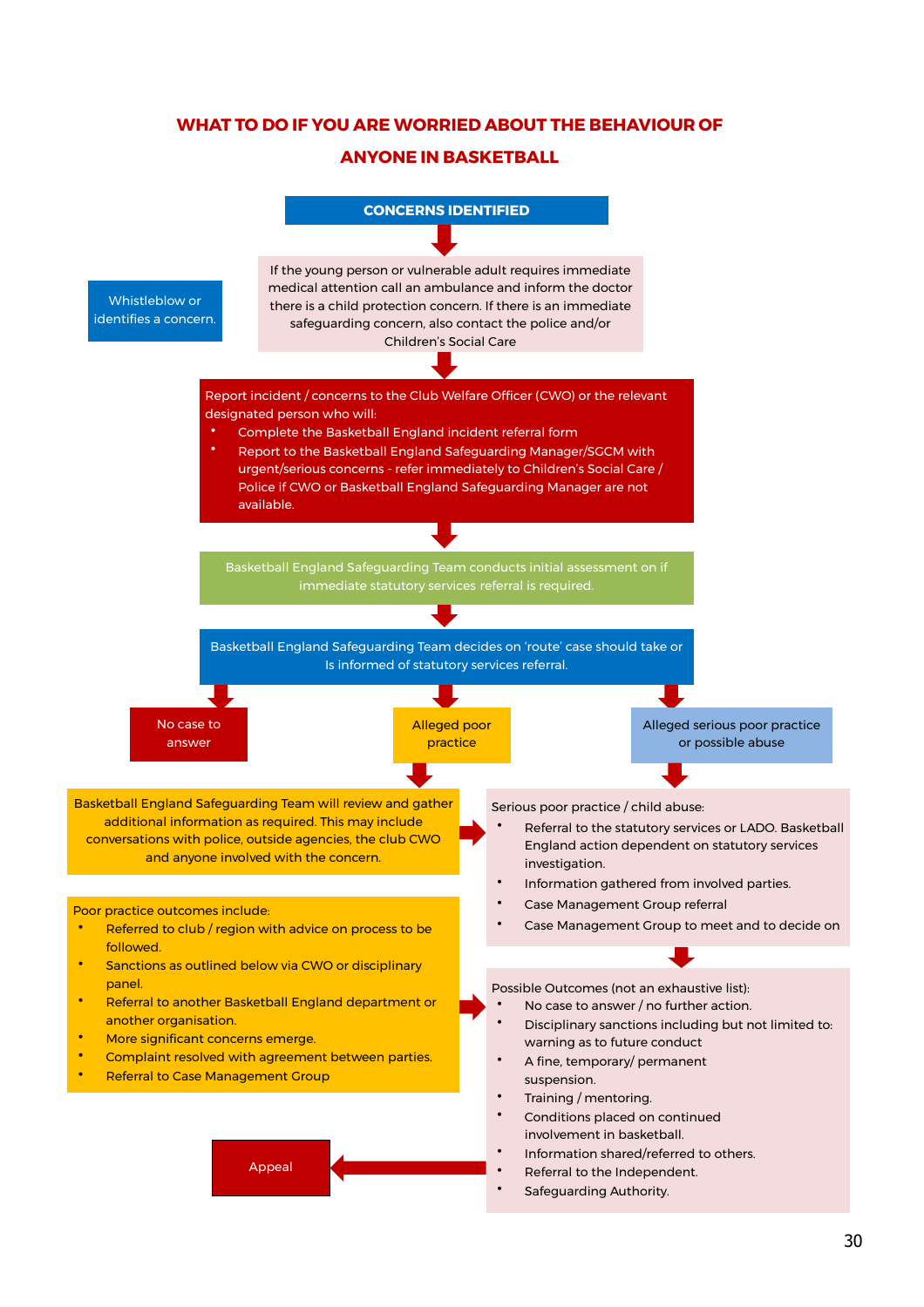# WHAT TO DO IF YOU ARE WORRIED ABOUT THE BEHAVIOUR OF ANYONE IN BASKETBALL

**CONCERNS IDENTIFIED**

Whistleblow or identifies a concern.

If the young person or vulnerable adult requires immediate medical attention call an ambulance and inform the doctor there is a child protection concern. If there is an immediate safeguarding concern, also contact the police and/or Children's Social Care

Report incident / concerns to the Club Welfare Officer (CWO) or the relevant designated person who will:

- Complete the Basketball England incident referral form
- Report to the Basketball England Safeguarding Manager/SGCM with urgent/serious concerns - refer immediately to Children's Social Care / Police if CWO or Basketball England Safeguarding Manager are not available.

Basketball England Safeguarding Team conducts initial assessment on if immediate statutory services referral is required.

Basketball England Safeguarding Team decides on 'route' case should take or Is informed of statutory services referral.

No case to answer

Alleged poor practice

Alleged serious poor practice or possible abuse

Basketball England Safeguarding Team will review and gather additional information as required. This may include conversations with police, outside agencies, the club CWO and anyone involved with the concern.

Serious poor practice / child abuse:

- Referral to the statutory services or LADO. Basketball England action dependent on statutory services investigation.
- Information gathered from involved parties.
- Case Management Group referral
- Case Management Group to meet and to decide on

Poor practice outcomes include:

- Referred to club / region with advice on process to be followed.
- Sanctions as outlined below via CWO or disciplinary panel.
- Referral to another Basketball England department or another organisation.
- More significant concerns emerge.
- Complaint resolved with agreement between parties.
- Referral to Case Management Group

Possible Outcomes (not an exhaustive list):

- No case to answer / no further action.
- Disciplinary sanctions including but not limited to: warning as to future conduct
- A fine, temporary/ permanent suspension.
- Training / mentoring.
- Conditions placed on continued involvement in basketball.
- Information shared/referred to others.
- Referral to the Independent.
- Safeguarding Authority.

Appeal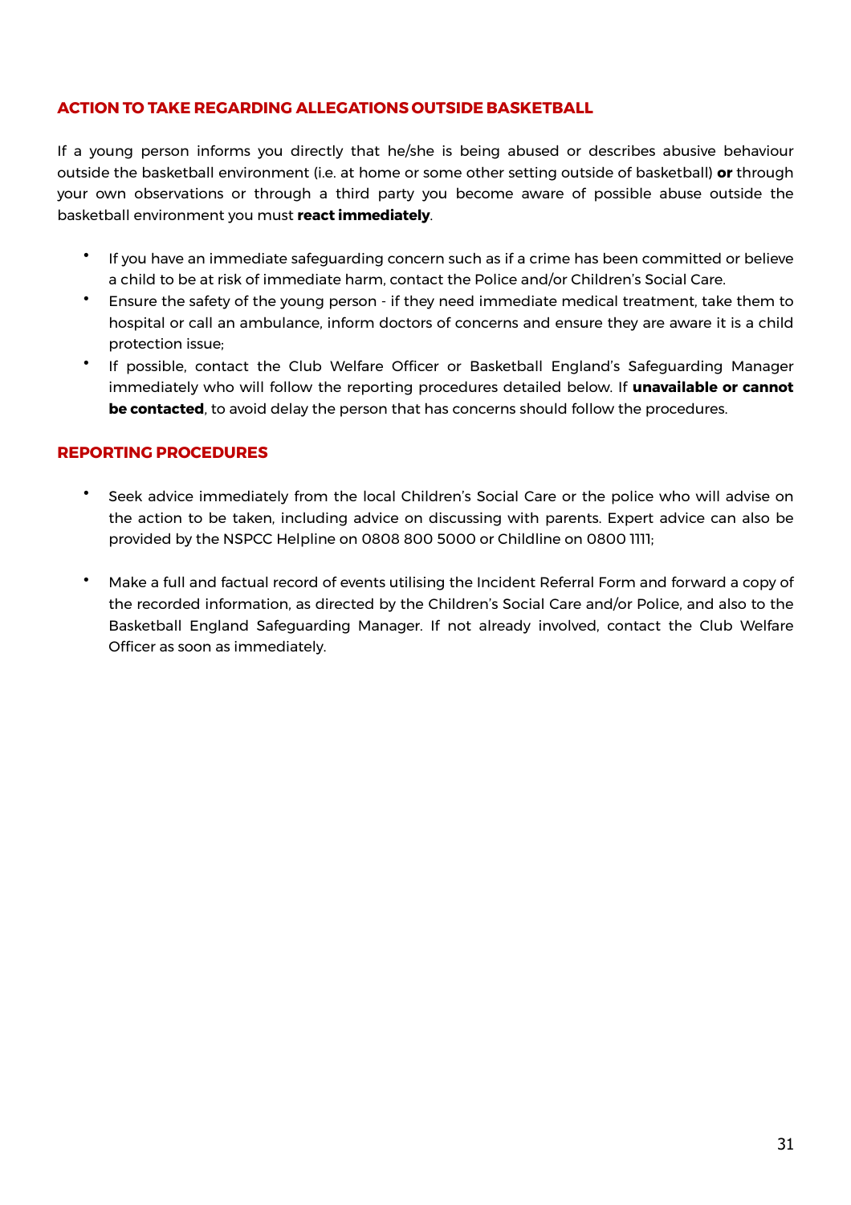## ACTION TO TAKE REGARDING ALLEGATIONS OUTSIDE BASKETBALL

If a young person informs you directly that he/she is being abused or describes abusive behaviour outside the basketball environment (i.e. at home or some other setting outside of basketball) **or** through your own observations or through a third party you become aware of possible abuse outside the basketball environment you must **react immediately**.

- If you have an immediate safeguarding concern such as if a crime has been committed or believe a child to be at risk of immediate harm, contact the Police and/or Children's Social Care.
- Ensure the safety of the young person - if they need immediate medical treatment, take them to hospital or call an ambulance, inform doctors of concerns and ensure they are aware it is a child protection issue;
- If possible, contact the Club Welfare Officer or Basketball England's Safeguarding Manager immediately who will follow the reporting procedures detailed below. If **unavailable or cannot be contacted**, to avoid delay the person that has concerns should follow the procedures.

## REPORTING PROCEDURES

- Seek advice immediately from the local Children's Social Care or the police who will advise on the action to be taken, including advice on discussing with parents. Expert advice can also be provided by the NSPCC Helpline on 0808 800 5000 or Childline on 0800 1111;

- Make a full and factual record of events utilising the Incident Referral Form and forward a copy of the recorded information, as directed by the Children's Social Care and/or Police, and also to the Basketball England Safeguarding Manager. If not already involved, contact the Club Welfare Officer as soon as immediately.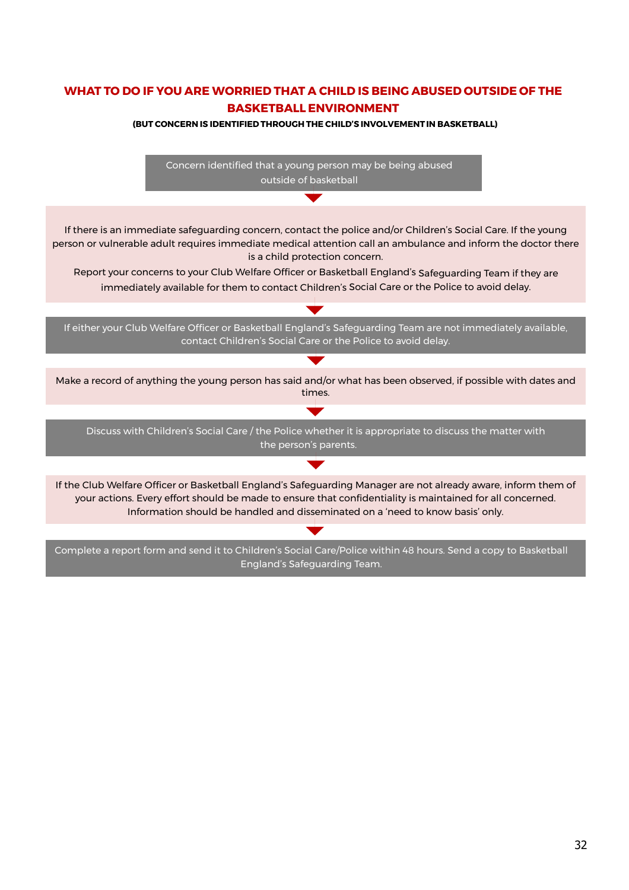## WHAT TO DO IF YOU ARE WORRIED THAT A CHILD IS BEING ABUSED OUTSIDE OF THE BASKETBALL ENVIRONMENT

**(BUT CONCERN IS IDENTIFIED THROUGH THE CHILD'S INVOLVEMENT IN BASKETBALL)**

Concern identified that a young person may be being abused outside of basketball

↓

If there is an immediate safeguarding concern, contact the police and/or Children's Social Care. If the young person or vulnerable adult requires immediate medical attention call an ambulance and inform the doctor there is a child protection concern.

Report your concerns to your Club Welfare Officer or Basketball England's Safeguarding Team if they are immediately available for them to contact Children's Social Care or the Police to avoid delay.

↓

If either your Club Welfare Officer or Basketball England's Safeguarding Team are not immediately available, contact Children's Social Care or the Police to avoid delay.

↓

Make a record of anything the young person has said and/or what has been observed, if possible with dates and times.

↓

Discuss with Children's Social Care / the Police whether it is appropriate to discuss the matter with the person's parents.

↓

If the Club Welfare Officer or Basketball England's Safeguarding Manager are not already aware, inform them of your actions. Every effort should be made to ensure that confidentiality is maintained for all concerned. Information should be handled and disseminated on a 'need to know basis' only.

↓

Complete a report form and send it to Children's Social Care/Police within 48 hours. Send a copy to Basketball England's Safeguarding Team.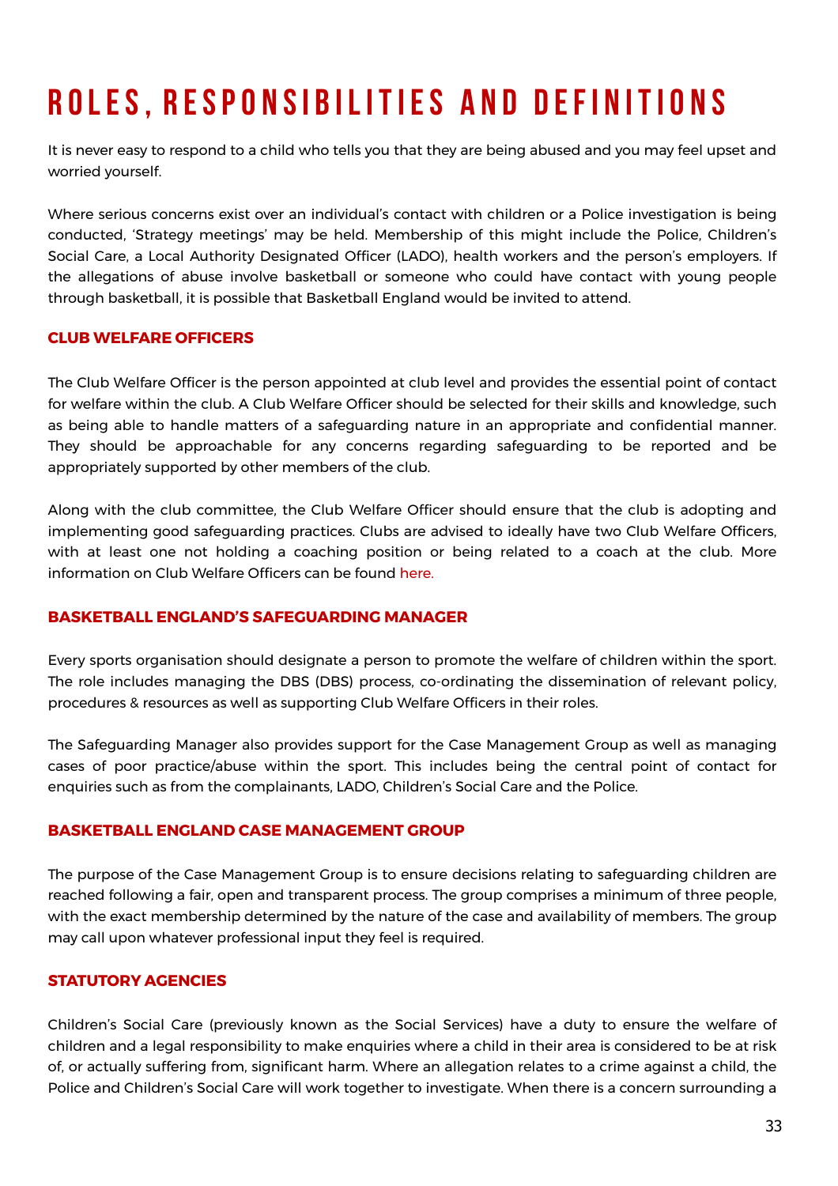# ROLES, RESPONSIBILITIES AND DEFINITIONS

It is never easy to respond to a child who tells you that they are being abused and you may feel upset and worried yourself.

Where serious concerns exist over an individual's contact with children or a Police investigation is being conducted, 'Strategy meetings' may be held. Membership of this might include the Police, Children's Social Care, a Local Authority Designated Officer (LADO), health workers and the person's employers. If the allegations of abuse involve basketball or someone who could have contact with young people through basketball, it is possible that Basketball England would be invited to attend.

### CLUB WELFARE OFFICERS

The Club Welfare Officer is the person appointed at club level and provides the essential point of contact for welfare within the club. A Club Welfare Officer should be selected for their skills and knowledge, such as being able to handle matters of a safeguarding nature in an appropriate and confidential manner. They should be approachable for any concerns regarding safeguarding to be reported and be appropriately supported by other members of the club.

Along with the club committee, the Club Welfare Officer should ensure that the club is adopting and implementing good safeguarding practices. Clubs are advised to ideally have two Club Welfare Officers, with at least one not holding a coaching position or being related to a coach at the club. More information on Club Welfare Officers can be found here.

### BASKETBALL ENGLAND'S SAFEGUARDING MANAGER

Every sports organisation should designate a person to promote the welfare of children within the sport. The role includes managing the DBS (DBS) process, co-ordinating the dissemination of relevant policy, procedures & resources as well as supporting Club Welfare Officers in their roles.

The Safeguarding Manager also provides support for the Case Management Group as well as managing cases of poor practice/abuse within the sport. This includes being the central point of contact for enquiries such as from the complainants, LADO, Children's Social Care and the Police.

### BASKETBALL ENGLAND CASE MANAGEMENT GROUP

The purpose of the Case Management Group is to ensure decisions relating to safeguarding children are reached following a fair, open and transparent process. The group comprises a minimum of three people, with the exact membership determined by the nature of the case and availability of members. The group may call upon whatever professional input they feel is required.

### STATUTORY AGENCIES

Children's Social Care (previously known as the Social Services) have a duty to ensure the welfare of children and a legal responsibility to make enquiries where a child in their area is considered to be at risk of, or actually suffering from, significant harm. Where an allegation relates to a crime against a child, the Police and Children's Social Care will work together to investigate. When there is a concern surrounding a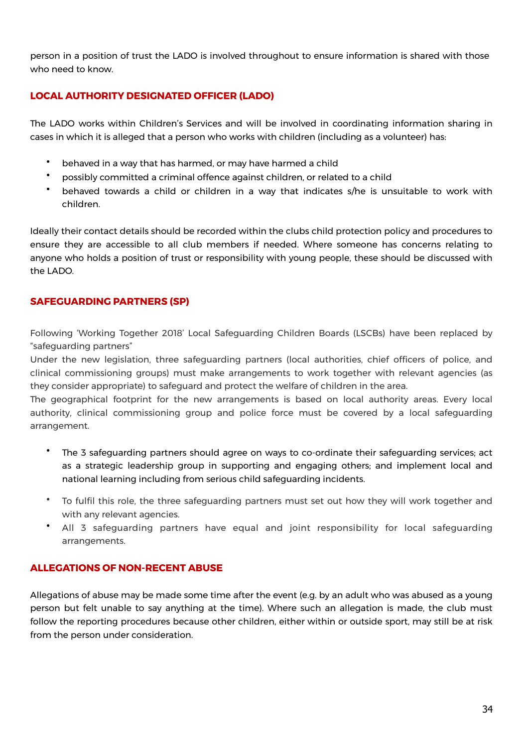person in a position of trust the LADO is involved throughout to ensure information is shared with those who need to know.

## LOCAL AUTHORITY DESIGNATED OFFICER (LADO)

The LADO works within Children's Services and will be involved in coordinating information sharing in cases in which it is alleged that a person who works with children (including as a volunteer) has:

- behaved in a way that has harmed, or may have harmed a child
- possibly committed a criminal offence against children, or related to a child
- behaved towards a child or children in a way that indicates s/he is unsuitable to work with children.

Ideally their contact details should be recorded within the clubs child protection policy and procedures to ensure they are accessible to all club members if needed. Where someone has concerns relating to anyone who holds a position of trust or responsibility with young people, these should be discussed with the LADO.

## SAFEGUARDING PARTNERS (SP)

Following 'Working Together 2018' Local Safeguarding Children Boards (LSCBs) have been replaced by "safeguarding partners"

Under the new legislation, three safeguarding partners (local authorities, chief officers of police, and clinical commissioning groups) must make arrangements to work together with relevant agencies (as they consider appropriate) to safeguard and protect the welfare of children in the area.

The geographical footprint for the new arrangements is based on local authority areas. Every local authority, clinical commissioning group and police force must be covered by a local safeguarding arrangement.

- The 3 safeguarding partners should agree on ways to co-ordinate their safeguarding services; act as a strategic leadership group in supporting and engaging others; and implement local and national learning including from serious child safeguarding incidents.
- To fulfil this role, the three safeguarding partners must set out how they will work together and with any relevant agencies.
- All 3 safeguarding partners have equal and joint responsibility for local safeguarding arrangements.

## ALLEGATIONS OF NON-RECENT ABUSE

Allegations of abuse may be made some time after the event (e.g. by an adult who was abused as a young person but felt unable to say anything at the time). Where such an allegation is made, the club must follow the reporting procedures because other children, either within or outside sport, may still be at risk from the person under consideration.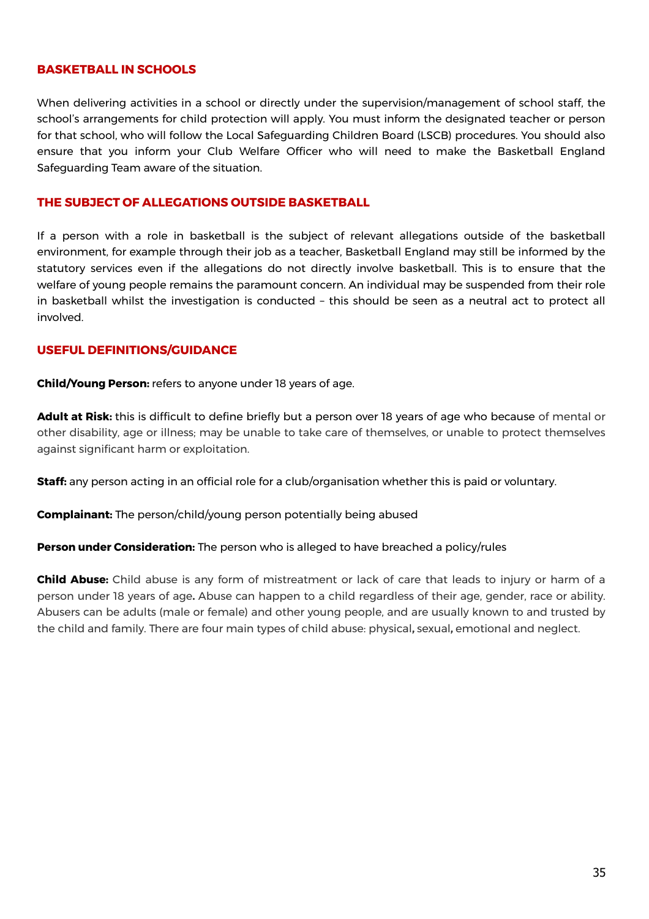## BASKETBALL IN SCHOOLS

When delivering activities in a school or directly under the supervision/management of school staff, the school's arrangements for child protection will apply. You must inform the designated teacher or person for that school, who will follow the Local Safeguarding Children Board (LSCB) procedures. You should also ensure that you inform your Club Welfare Officer who will need to make the Basketball England Safeguarding Team aware of the situation.

## THE SUBJECT OF ALLEGATIONS OUTSIDE BASKETBALL

If a person with a role in basketball is the subject of relevant allegations outside of the basketball environment, for example through their job as a teacher, Basketball England may still be informed by the statutory services even if the allegations do not directly involve basketball. This is to ensure that the welfare of young people remains the paramount concern. An individual may be suspended from their role in basketball whilst the investigation is conducted – this should be seen as a neutral act to protect all involved.

## USEFUL DEFINITIONS/GUIDANCE

**Child/Young Person:** refers to anyone under 18 years of age.

**Adult at Risk:** this is difficult to define briefly but a person over 18 years of age who because of mental or other disability, age or illness; may be unable to take care of themselves, or unable to protect themselves against significant harm or exploitation.

**Staff:** any person acting in an official role for a club/organisation whether this is paid or voluntary.

**Complainant:** The person/child/young person potentially being abused

**Person under Consideration:** The person who is alleged to have breached a policy/rules

**Child Abuse:** Child abuse is any form of mistreatment or lack of care that leads to injury or harm of a person under 18 years of age**.** Abuse can happen to a child regardless of their age, gender, race or ability. Abusers can be adults (male or female) and other young people, and are usually known to and trusted by the child and family. There are four main types of child abuse: physical**,** sexual**,** emotional and neglect.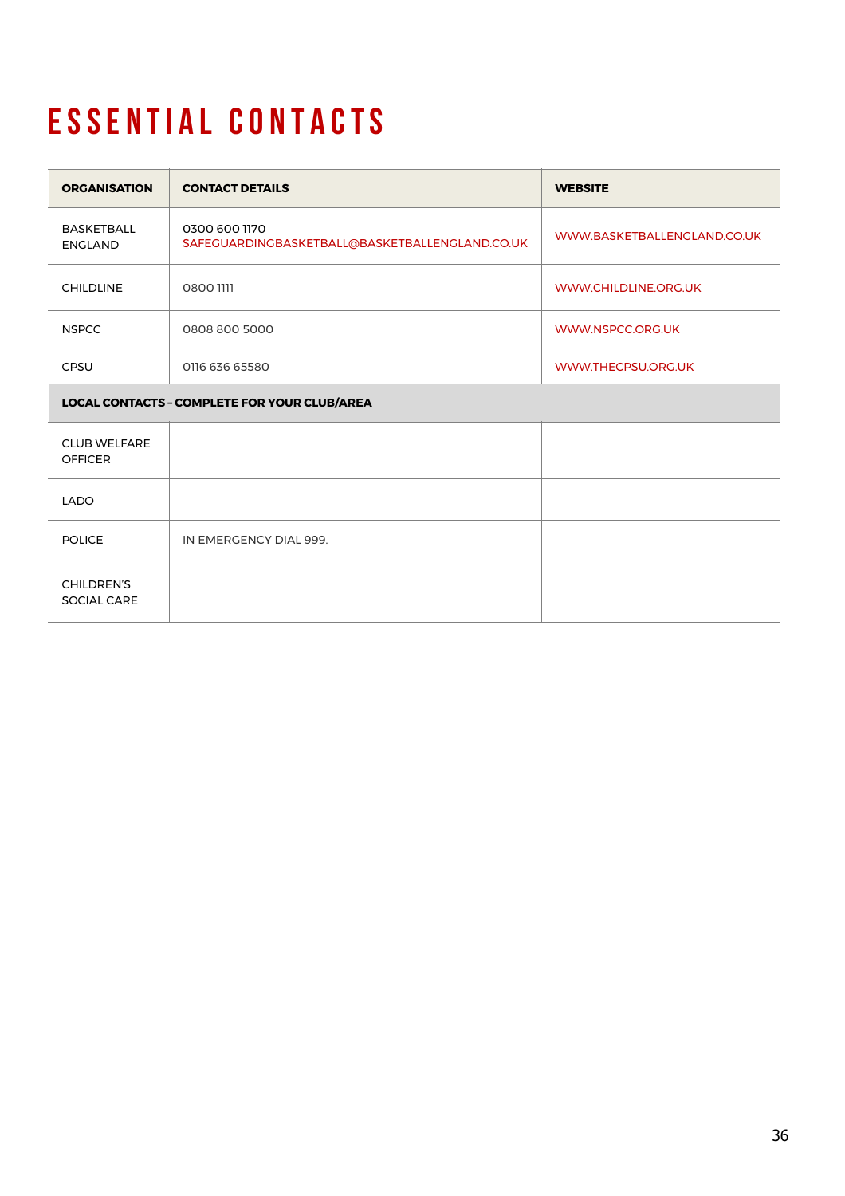# ESSENTIAL CONTACTS

| ORGANISATION | CONTACT DETAILS | WEBSITE |
|---|---|---|
| BASKETBALL ENGLAND | 0300 600 1170<br>SAFEGUARDINGBASKETBALL@BASKETBALLENGLAND.CO.UK | WWW.BASKETBALLENGLAND.CO.UK |
| CHILDLINE | 0800 1111 | WWW.CHILDLINE.ORG.UK |
| NSPCC | 0808 800 5000 | WWW.NSPCC.ORG.UK |
| CPSU | 0116 636 65580 | WWW.THECPSU.ORG.UK |
| **LOCAL CONTACTS – COMPLETE FOR YOUR CLUB/AREA** | | |
| CLUB WELFARE OFFICER | | |
| LADO | | |
| POLICE | IN EMERGENCY DIAL 999. | |
| CHILDREN'S SOCIAL CARE | | |